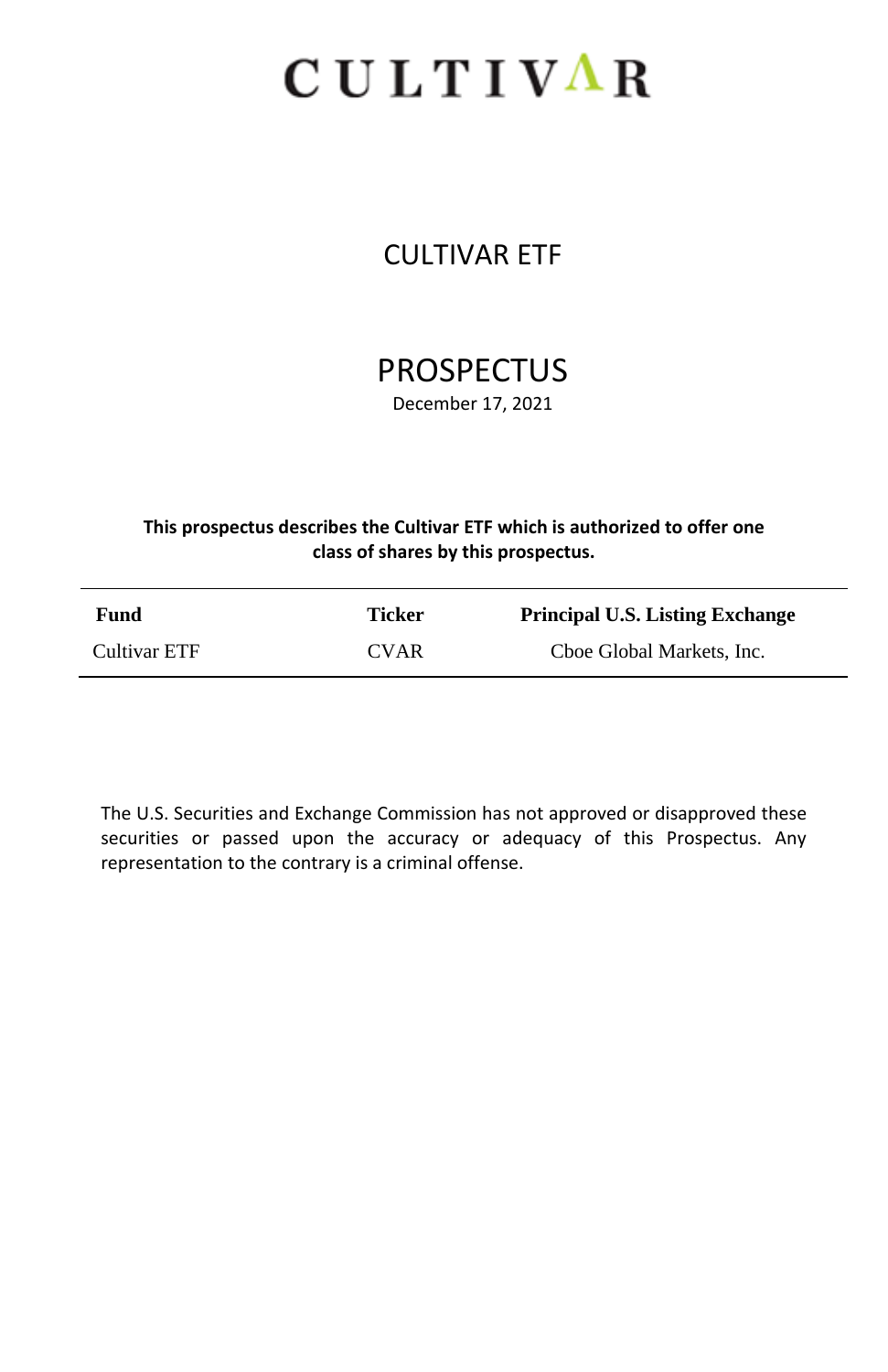# CULTIVAR

## CULTIVAR ETF

## PROSPECTUS

December 17, 2021

**This prospectus describes the Cultivar ETF which is authorized to offer one class of shares by this prospectus.**

| Fund | Ticker | Principal U.S. Listing Exchange |
|---|---|---|
| Cultivar ETF | CVAR | Cboe Global Markets, Inc. |

The U.S. Securities and Exchange Commission has not approved or disapproved these securities or passed upon the accuracy or adequacy of this Prospectus. Any representation to the contrary is a criminal offense.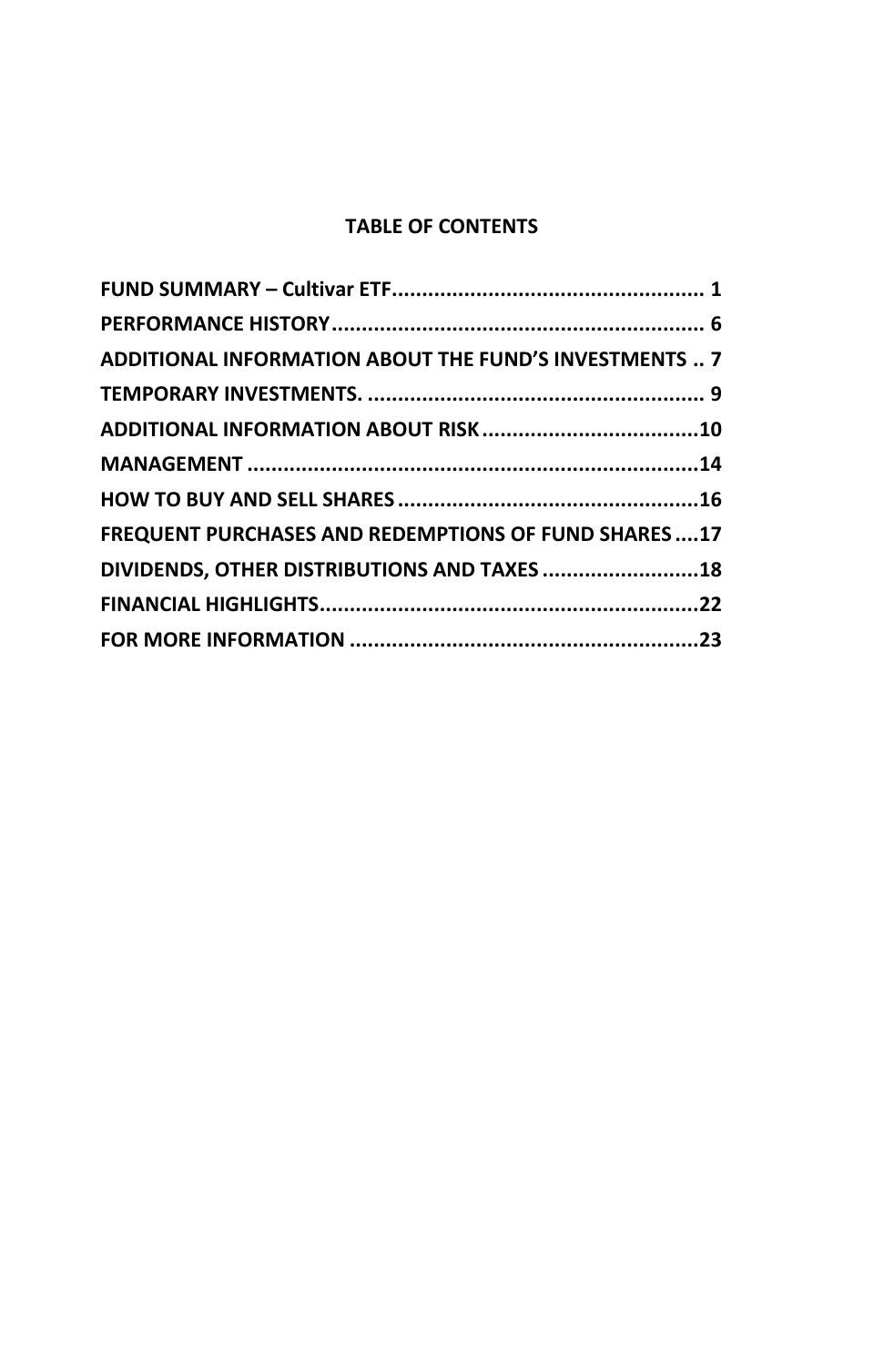## TABLE OF CONTENTS

| | |
|---|---|
| **FUND SUMMARY – Cultivar ETF** | **1** |
| **PERFORMANCE HISTORY** | **6** |
| **ADDITIONAL INFORMATION ABOUT THE FUND'S INVESTMENTS** | **7** |
| **TEMPORARY INVESTMENTS.** | **9** |
| **ADDITIONAL INFORMATION ABOUT RISK** | **10** |
| **MANAGEMENT** | **14** |
| **HOW TO BUY AND SELL SHARES** | **16** |
| **FREQUENT PURCHASES AND REDEMPTIONS OF FUND SHARES** | **17** |
| **DIVIDENDS, OTHER DISTRIBUTIONS AND TAXES** | **18** |
| **FINANCIAL HIGHLIGHTS** | **22** |
| **FOR MORE INFORMATION** | **23** |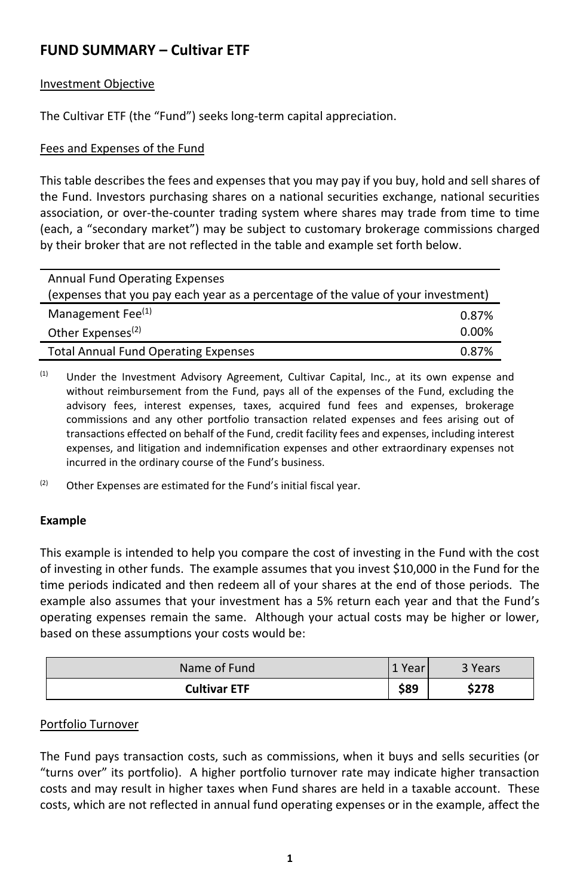## FUND SUMMARY – Cultivar ETF

Investment Objective

The Cultivar ETF (the "Fund") seeks long-term capital appreciation.

Fees and Expenses of the Fund

This table describes the fees and expenses that you may pay if you buy, hold and sell shares of the Fund. Investors purchasing shares on a national securities exchange, national securities association, or over-the-counter trading system where shares may trade from time to time (each, a "secondary market") may be subject to customary brokerage commissions charged by their broker that are not reflected in the table and example set forth below.

| Annual Fund Operating Expenses (expenses that you pay each year as a percentage of the value of your investment) | |
|---|---|
| Management Fee[(1)] | 0.87% |
| Other Expenses[(2)] | 0.00% |
| Total Annual Fund Operating Expenses | 0.87% |

(1) Under the Investment Advisory Agreement, Cultivar Capital, Inc., at its own expense and without reimbursement from the Fund, pays all of the expenses of the Fund, excluding the advisory fees, interest expenses, taxes, acquired fund fees and expenses, brokerage commissions and any other portfolio transaction related expenses and fees arising out of transactions effected on behalf of the Fund, credit facility fees and expenses, including interest expenses, and litigation and indemnification expenses and other extraordinary expenses not incurred in the ordinary course of the Fund's business.

(2) Other Expenses are estimated for the Fund's initial fiscal year.

**Example**

This example is intended to help you compare the cost of investing in the Fund with the cost of investing in other funds. The example assumes that you invest $10,000 in the Fund for the time periods indicated and then redeem all of your shares at the end of those periods. The example also assumes that your investment has a 5% return each year and that the Fund's operating expenses remain the same. Although your actual costs may be higher or lower, based on these assumptions your costs would be:

| Name of Fund | 1 Year | 3 Years |
|---|---|---|
| **Cultivar ETF** | **$89** | **$278** |

Portfolio Turnover

The Fund pays transaction costs, such as commissions, when it buys and sells securities (or "turns over" its portfolio). A higher portfolio turnover rate may indicate higher transaction costs and may result in higher taxes when Fund shares are held in a taxable account. These costs, which are not reflected in annual fund operating expenses or in the example, affect the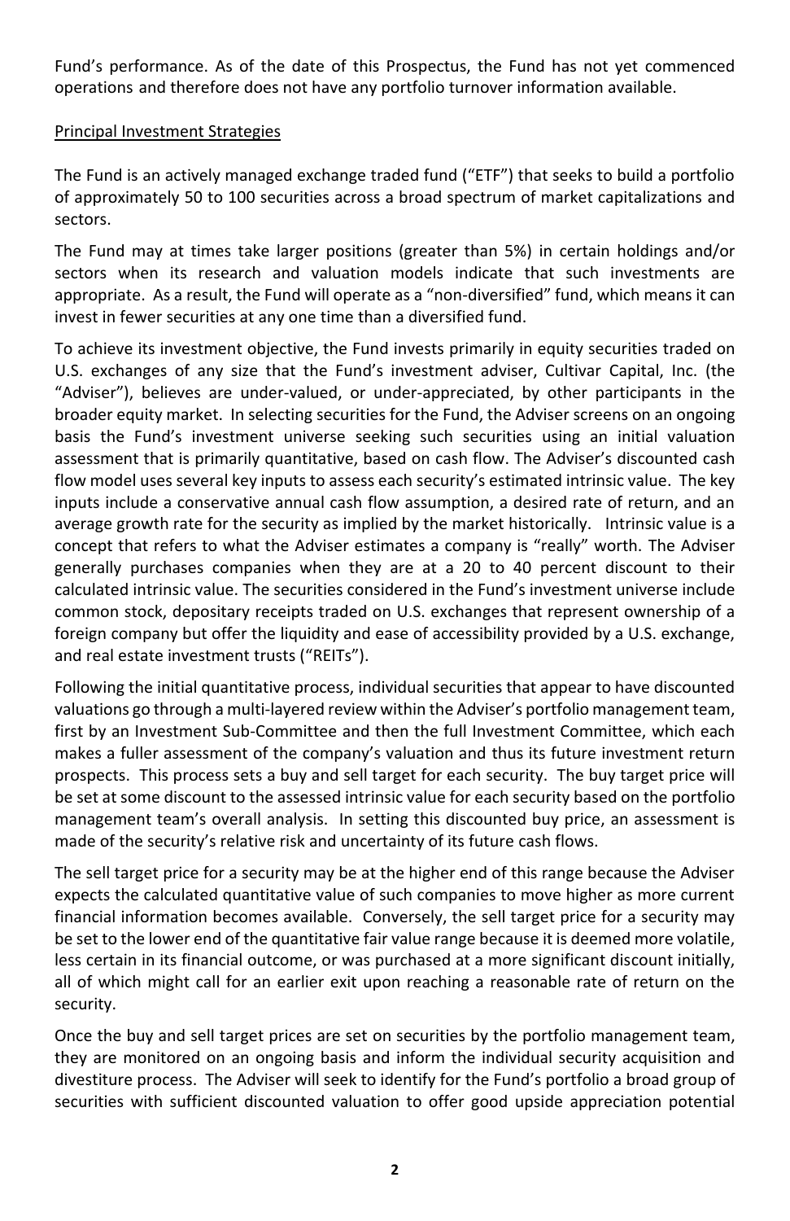Fund's performance. As of the date of this Prospectus, the Fund has not yet commenced operations and therefore does not have any portfolio turnover information available.

## Principal Investment Strategies

The Fund is an actively managed exchange traded fund ("ETF") that seeks to build a portfolio of approximately 50 to 100 securities across a broad spectrum of market capitalizations and sectors.

The Fund may at times take larger positions (greater than 5%) in certain holdings and/or sectors when its research and valuation models indicate that such investments are appropriate. As a result, the Fund will operate as a "non-diversified" fund, which means it can invest in fewer securities at any one time than a diversified fund.

To achieve its investment objective, the Fund invests primarily in equity securities traded on U.S. exchanges of any size that the Fund's investment adviser, Cultivar Capital, Inc. (the "Adviser"), believes are under-valued, or under-appreciated, by other participants in the broader equity market. In selecting securities for the Fund, the Adviser screens on an ongoing basis the Fund's investment universe seeking such securities using an initial valuation assessment that is primarily quantitative, based on cash flow. The Adviser's discounted cash flow model uses several key inputs to assess each security's estimated intrinsic value. The key inputs include a conservative annual cash flow assumption, a desired rate of return, and an average growth rate for the security as implied by the market historically. Intrinsic value is a concept that refers to what the Adviser estimates a company is "really" worth. The Adviser generally purchases companies when they are at a 20 to 40 percent discount to their calculated intrinsic value. The securities considered in the Fund's investment universe include common stock, depositary receipts traded on U.S. exchanges that represent ownership of a foreign company but offer the liquidity and ease of accessibility provided by a U.S. exchange, and real estate investment trusts ("REITs").

Following the initial quantitative process, individual securities that appear to have discounted valuations go through a multi-layered review within the Adviser's portfolio management team, first by an Investment Sub-Committee and then the full Investment Committee, which each makes a fuller assessment of the company's valuation and thus its future investment return prospects. This process sets a buy and sell target for each security. The buy target price will be set at some discount to the assessed intrinsic value for each security based on the portfolio management team's overall analysis. In setting this discounted buy price, an assessment is made of the security's relative risk and uncertainty of its future cash flows.

The sell target price for a security may be at the higher end of this range because the Adviser expects the calculated quantitative value of such companies to move higher as more current financial information becomes available. Conversely, the sell target price for a security may be set to the lower end of the quantitative fair value range because it is deemed more volatile, less certain in its financial outcome, or was purchased at a more significant discount initially, all of which might call for an earlier exit upon reaching a reasonable rate of return on the security.

Once the buy and sell target prices are set on securities by the portfolio management team, they are monitored on an ongoing basis and inform the individual security acquisition and divestiture process. The Adviser will seek to identify for the Fund's portfolio a broad group of securities with sufficient discounted valuation to offer good upside appreciation potential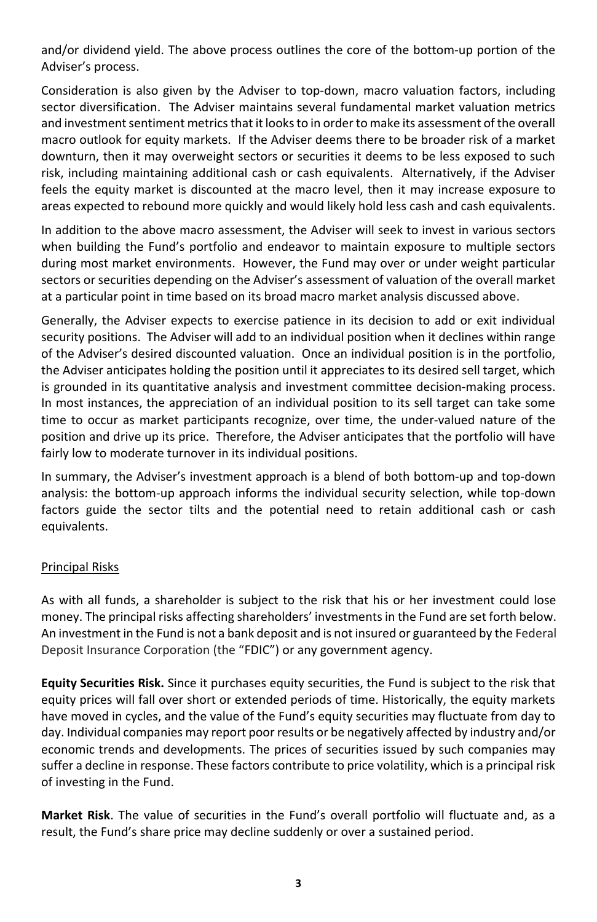and/or dividend yield. The above process outlines the core of the bottom-up portion of the Adviser's process.

Consideration is also given by the Adviser to top-down, macro valuation factors, including sector diversification. The Adviser maintains several fundamental market valuation metrics and investment sentiment metrics that it looks to in order to make its assessment of the overall macro outlook for equity markets. If the Adviser deems there to be broader risk of a market downturn, then it may overweight sectors or securities it deems to be less exposed to such risk, including maintaining additional cash or cash equivalents. Alternatively, if the Adviser feels the equity market is discounted at the macro level, then it may increase exposure to areas expected to rebound more quickly and would likely hold less cash and cash equivalents.

In addition to the above macro assessment, the Adviser will seek to invest in various sectors when building the Fund's portfolio and endeavor to maintain exposure to multiple sectors during most market environments. However, the Fund may over or under weight particular sectors or securities depending on the Adviser's assessment of valuation of the overall market at a particular point in time based on its broad macro market analysis discussed above.

Generally, the Adviser expects to exercise patience in its decision to add or exit individual security positions. The Adviser will add to an individual position when it declines within range of the Adviser's desired discounted valuation. Once an individual position is in the portfolio, the Adviser anticipates holding the position until it appreciates to its desired sell target, which is grounded in its quantitative analysis and investment committee decision-making process. In most instances, the appreciation of an individual position to its sell target can take some time to occur as market participants recognize, over time, the under-valued nature of the position and drive up its price. Therefore, the Adviser anticipates that the portfolio will have fairly low to moderate turnover in its individual positions.

In summary, the Adviser's investment approach is a blend of both bottom-up and top-down analysis: the bottom-up approach informs the individual security selection, while top-down factors guide the sector tilts and the potential need to retain additional cash or cash equivalents.

Principal Risks

As with all funds, a shareholder is subject to the risk that his or her investment could lose money. The principal risks affecting shareholders' investments in the Fund are set forth below. An investment in the Fund is not a bank deposit and is not insured or guaranteed by the Federal Deposit Insurance Corporation (the "FDIC") or any government agency.

**Equity Securities Risk.** Since it purchases equity securities, the Fund is subject to the risk that equity prices will fall over short or extended periods of time. Historically, the equity markets have moved in cycles, and the value of the Fund's equity securities may fluctuate from day to day. Individual companies may report poor results or be negatively affected by industry and/or economic trends and developments. The prices of securities issued by such companies may suffer a decline in response. These factors contribute to price volatility, which is a principal risk of investing in the Fund.

**Market Risk**. The value of securities in the Fund's overall portfolio will fluctuate and, as a result, the Fund's share price may decline suddenly or over a sustained period.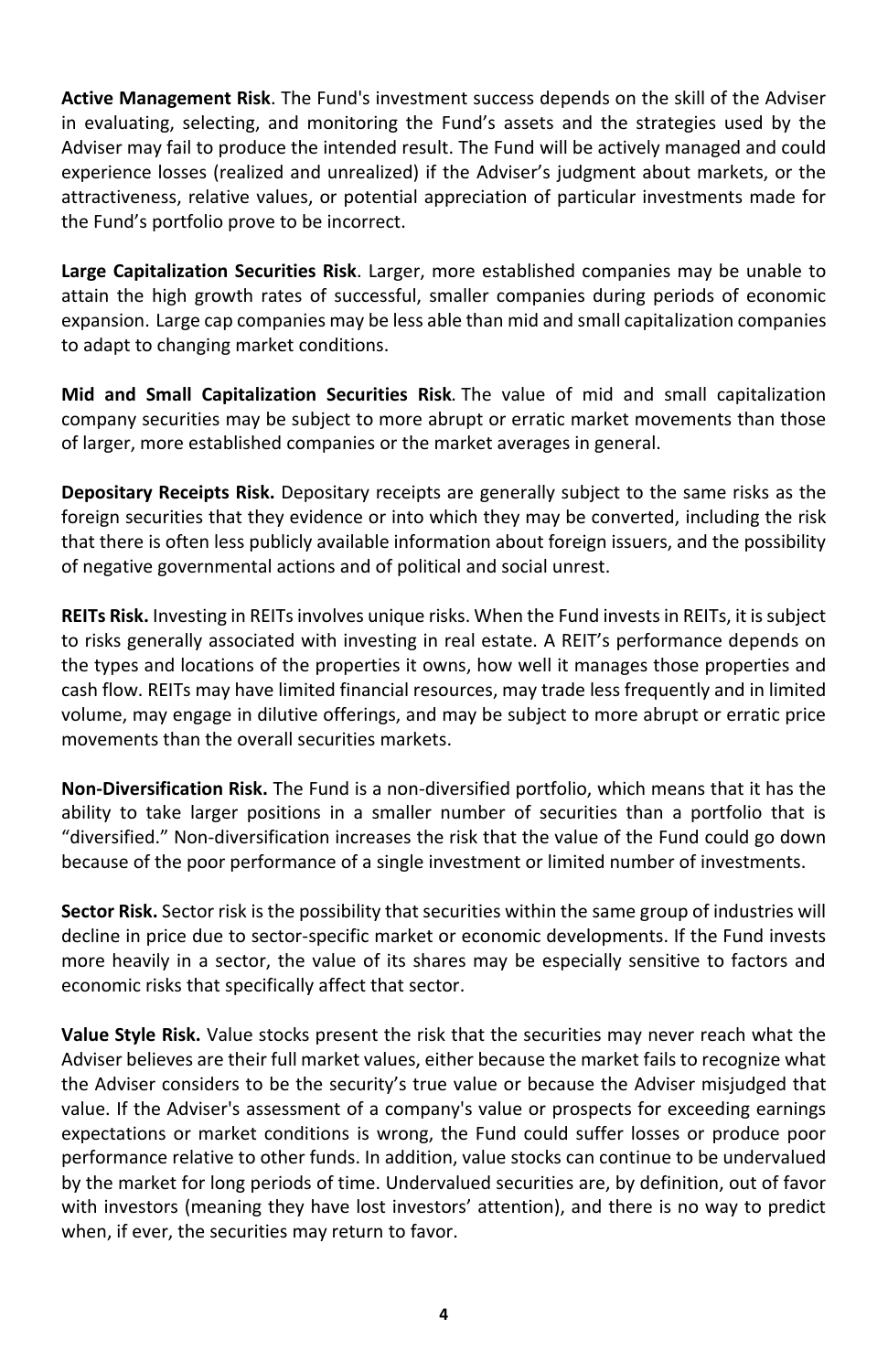**Active Management Risk**. The Fund's investment success depends on the skill of the Adviser in evaluating, selecting, and monitoring the Fund's assets and the strategies used by the Adviser may fail to produce the intended result. The Fund will be actively managed and could experience losses (realized and unrealized) if the Adviser's judgment about markets, or the attractiveness, relative values, or potential appreciation of particular investments made for the Fund's portfolio prove to be incorrect.

**Large Capitalization Securities Risk**. Larger, more established companies may be unable to attain the high growth rates of successful, smaller companies during periods of economic expansion. Large cap companies may be less able than mid and small capitalization companies to adapt to changing market conditions.

**Mid and Small Capitalization Securities Risk**. The value of mid and small capitalization company securities may be subject to more abrupt or erratic market movements than those of larger, more established companies or the market averages in general.

**Depositary Receipts Risk.** Depositary receipts are generally subject to the same risks as the foreign securities that they evidence or into which they may be converted, including the risk that there is often less publicly available information about foreign issuers, and the possibility of negative governmental actions and of political and social unrest.

**REITs Risk.** Investing in REITs involves unique risks. When the Fund invests in REITs, it is subject to risks generally associated with investing in real estate. A REIT's performance depends on the types and locations of the properties it owns, how well it manages those properties and cash flow. REITs may have limited financial resources, may trade less frequently and in limited volume, may engage in dilutive offerings, and may be subject to more abrupt or erratic price movements than the overall securities markets.

**Non-Diversification Risk.** The Fund is a non-diversified portfolio, which means that it has the ability to take larger positions in a smaller number of securities than a portfolio that is "diversified." Non-diversification increases the risk that the value of the Fund could go down because of the poor performance of a single investment or limited number of investments.

**Sector Risk.** Sector risk is the possibility that securities within the same group of industries will decline in price due to sector-specific market or economic developments. If the Fund invests more heavily in a sector, the value of its shares may be especially sensitive to factors and economic risks that specifically affect that sector.

**Value Style Risk.** Value stocks present the risk that the securities may never reach what the Adviser believes are their full market values, either because the market fails to recognize what the Adviser considers to be the security's true value or because the Adviser misjudged that value. If the Adviser's assessment of a company's value or prospects for exceeding earnings expectations or market conditions is wrong, the Fund could suffer losses or produce poor performance relative to other funds. In addition, value stocks can continue to be undervalued by the market for long periods of time. Undervalued securities are, by definition, out of favor with investors (meaning they have lost investors' attention), and there is no way to predict when, if ever, the securities may return to favor.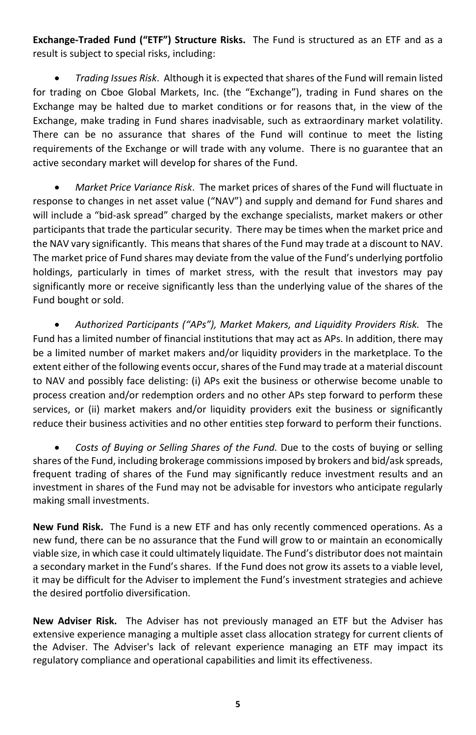**Exchange-Traded Fund ("ETF") Structure Risks.** The Fund is structured as an ETF and as a result is subject to special risks, including:

- *Trading Issues Risk*. Although it is expected that shares of the Fund will remain listed for trading on Cboe Global Markets, Inc. (the "Exchange"), trading in Fund shares on the Exchange may be halted due to market conditions or for reasons that, in the view of the Exchange, make trading in Fund shares inadvisable, such as extraordinary market volatility. There can be no assurance that shares of the Fund will continue to meet the listing requirements of the Exchange or will trade with any volume. There is no guarantee that an active secondary market will develop for shares of the Fund.

- *Market Price Variance Risk*. The market prices of shares of the Fund will fluctuate in response to changes in net asset value ("NAV") and supply and demand for Fund shares and will include a "bid-ask spread" charged by the exchange specialists, market makers or other participants that trade the particular security. There may be times when the market price and the NAV vary significantly. This means that shares of the Fund may trade at a discount to NAV. The market price of Fund shares may deviate from the value of the Fund's underlying portfolio holdings, particularly in times of market stress, with the result that investors may pay significantly more or receive significantly less than the underlying value of the shares of the Fund bought or sold.

- *Authorized Participants ("APs"), Market Makers, and Liquidity Providers Risk.* The Fund has a limited number of financial institutions that may act as APs. In addition, there may be a limited number of market makers and/or liquidity providers in the marketplace. To the extent either of the following events occur, shares of the Fund may trade at a material discount to NAV and possibly face delisting: (i) APs exit the business or otherwise become unable to process creation and/or redemption orders and no other APs step forward to perform these services, or (ii) market makers and/or liquidity providers exit the business or significantly reduce their business activities and no other entities step forward to perform their functions.

- *Costs of Buying or Selling Shares of the Fund.* Due to the costs of buying or selling shares of the Fund, including brokerage commissions imposed by brokers and bid/ask spreads, frequent trading of shares of the Fund may significantly reduce investment results and an investment in shares of the Fund may not be advisable for investors who anticipate regularly making small investments.

**New Fund Risk.** The Fund is a new ETF and has only recently commenced operations. As a new fund, there can be no assurance that the Fund will grow to or maintain an economically viable size, in which case it could ultimately liquidate. The Fund's distributor does not maintain a secondary market in the Fund's shares. If the Fund does not grow its assets to a viable level, it may be difficult for the Adviser to implement the Fund's investment strategies and achieve the desired portfolio diversification.

**New Adviser Risk.** The Adviser has not previously managed an ETF but the Adviser has extensive experience managing a multiple asset class allocation strategy for current clients of the Adviser. The Adviser's lack of relevant experience managing an ETF may impact its regulatory compliance and operational capabilities and limit its effectiveness.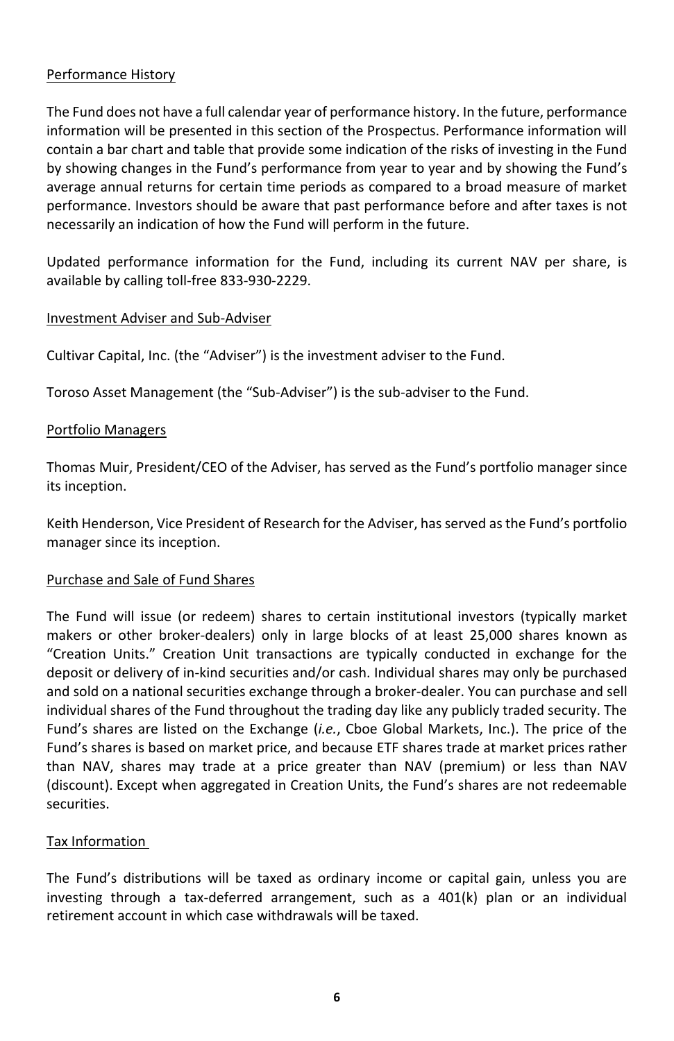## Performance History

The Fund does not have a full calendar year of performance history. In the future, performance information will be presented in this section of the Prospectus. Performance information will contain a bar chart and table that provide some indication of the risks of investing in the Fund by showing changes in the Fund's performance from year to year and by showing the Fund's average annual returns for certain time periods as compared to a broad measure of market performance. Investors should be aware that past performance before and after taxes is not necessarily an indication of how the Fund will perform in the future.

Updated performance information for the Fund, including its current NAV per share, is available by calling toll-free 833-930-2229.

## Investment Adviser and Sub-Adviser

Cultivar Capital, Inc. (the "Adviser") is the investment adviser to the Fund.

Toroso Asset Management (the "Sub-Adviser") is the sub-adviser to the Fund.

## Portfolio Managers

Thomas Muir, President/CEO of the Adviser, has served as the Fund's portfolio manager since its inception.

Keith Henderson, Vice President of Research for the Adviser, has served as the Fund's portfolio manager since its inception.

## Purchase and Sale of Fund Shares

The Fund will issue (or redeem) shares to certain institutional investors (typically market makers or other broker-dealers) only in large blocks of at least 25,000 shares known as "Creation Units." Creation Unit transactions are typically conducted in exchange for the deposit or delivery of in-kind securities and/or cash. Individual shares may only be purchased and sold on a national securities exchange through a broker-dealer. You can purchase and sell individual shares of the Fund throughout the trading day like any publicly traded security. The Fund's shares are listed on the Exchange (*i.e.*, Cboe Global Markets, Inc.). The price of the Fund's shares is based on market price, and because ETF shares trade at market prices rather than NAV, shares may trade at a price greater than NAV (premium) or less than NAV (discount). Except when aggregated in Creation Units, the Fund's shares are not redeemable securities.

## Tax Information

The Fund's distributions will be taxed as ordinary income or capital gain, unless you are investing through a tax-deferred arrangement, such as a 401(k) plan or an individual retirement account in which case withdrawals will be taxed.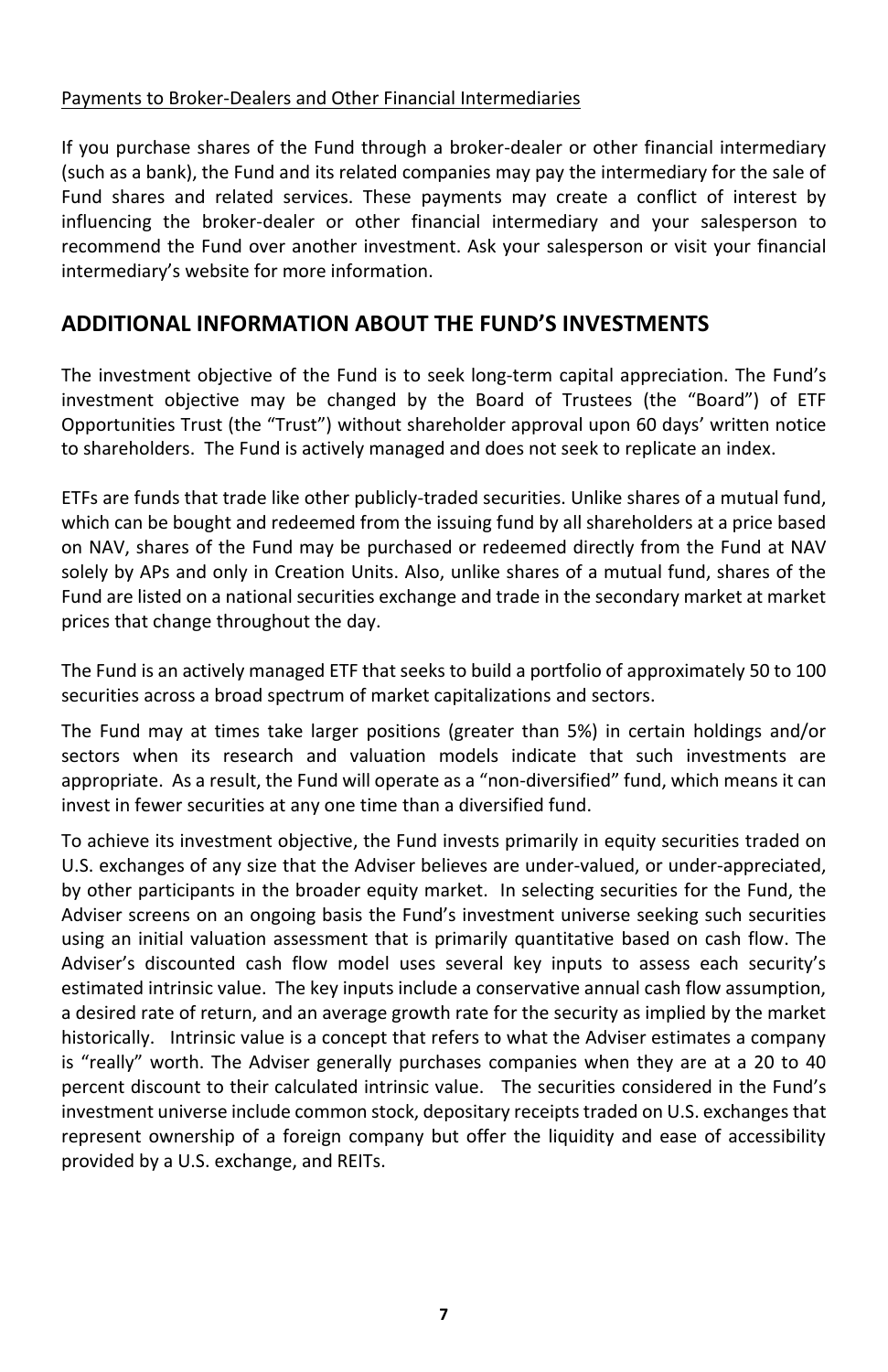Payments to Broker-Dealers and Other Financial Intermediaries

If you purchase shares of the Fund through a broker-dealer or other financial intermediary (such as a bank), the Fund and its related companies may pay the intermediary for the sale of Fund shares and related services. These payments may create a conflict of interest by influencing the broker-dealer or other financial intermediary and your salesperson to recommend the Fund over another investment. Ask your salesperson or visit your financial intermediary's website for more information.

## ADDITIONAL INFORMATION ABOUT THE FUND'S INVESTMENTS

The investment objective of the Fund is to seek long-term capital appreciation. The Fund's investment objective may be changed by the Board of Trustees (the "Board") of ETF Opportunities Trust (the "Trust") without shareholder approval upon 60 days' written notice to shareholders. The Fund is actively managed and does not seek to replicate an index.

ETFs are funds that trade like other publicly-traded securities. Unlike shares of a mutual fund, which can be bought and redeemed from the issuing fund by all shareholders at a price based on NAV, shares of the Fund may be purchased or redeemed directly from the Fund at NAV solely by APs and only in Creation Units. Also, unlike shares of a mutual fund, shares of the Fund are listed on a national securities exchange and trade in the secondary market at market prices that change throughout the day.

The Fund is an actively managed ETF that seeks to build a portfolio of approximately 50 to 100 securities across a broad spectrum of market capitalizations and sectors.

The Fund may at times take larger positions (greater than 5%) in certain holdings and/or sectors when its research and valuation models indicate that such investments are appropriate. As a result, the Fund will operate as a "non-diversified" fund, which means it can invest in fewer securities at any one time than a diversified fund.

To achieve its investment objective, the Fund invests primarily in equity securities traded on U.S. exchanges of any size that the Adviser believes are under-valued, or under-appreciated, by other participants in the broader equity market. In selecting securities for the Fund, the Adviser screens on an ongoing basis the Fund's investment universe seeking such securities using an initial valuation assessment that is primarily quantitative based on cash flow. The Adviser's discounted cash flow model uses several key inputs to assess each security's estimated intrinsic value. The key inputs include a conservative annual cash flow assumption, a desired rate of return, and an average growth rate for the security as implied by the market historically. Intrinsic value is a concept that refers to what the Adviser estimates a company is "really" worth. The Adviser generally purchases companies when they are at a 20 to 40 percent discount to their calculated intrinsic value. The securities considered in the Fund's investment universe include common stock, depositary receipts traded on U.S. exchanges that represent ownership of a foreign company but offer the liquidity and ease of accessibility provided by a U.S. exchange, and REITs.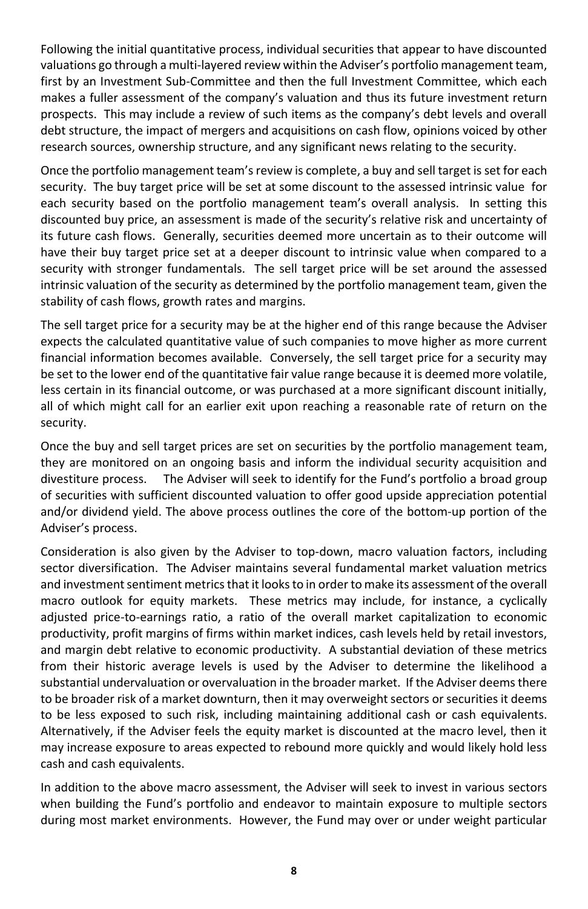Following the initial quantitative process, individual securities that appear to have discounted valuations go through a multi-layered review within the Adviser's portfolio management team, first by an Investment Sub-Committee and then the full Investment Committee, which each makes a fuller assessment of the company's valuation and thus its future investment return prospects. This may include a review of such items as the company's debt levels and overall debt structure, the impact of mergers and acquisitions on cash flow, opinions voiced by other research sources, ownership structure, and any significant news relating to the security.

Once the portfolio management team's review is complete, a buy and sell target is set for each security. The buy target price will be set at some discount to the assessed intrinsic value for each security based on the portfolio management team's overall analysis. In setting this discounted buy price, an assessment is made of the security's relative risk and uncertainty of its future cash flows. Generally, securities deemed more uncertain as to their outcome will have their buy target price set at a deeper discount to intrinsic value when compared to a security with stronger fundamentals. The sell target price will be set around the assessed intrinsic valuation of the security as determined by the portfolio management team, given the stability of cash flows, growth rates and margins.

The sell target price for a security may be at the higher end of this range because the Adviser expects the calculated quantitative value of such companies to move higher as more current financial information becomes available. Conversely, the sell target price for a security may be set to the lower end of the quantitative fair value range because it is deemed more volatile, less certain in its financial outcome, or was purchased at a more significant discount initially, all of which might call for an earlier exit upon reaching a reasonable rate of return on the security.

Once the buy and sell target prices are set on securities by the portfolio management team, they are monitored on an ongoing basis and inform the individual security acquisition and divestiture process. The Adviser will seek to identify for the Fund's portfolio a broad group of securities with sufficient discounted valuation to offer good upside appreciation potential and/or dividend yield. The above process outlines the core of the bottom-up portion of the Adviser's process.

Consideration is also given by the Adviser to top-down, macro valuation factors, including sector diversification. The Adviser maintains several fundamental market valuation metrics and investment sentiment metrics that it looks to in order to make its assessment of the overall macro outlook for equity markets. These metrics may include, for instance, a cyclically adjusted price-to-earnings ratio, a ratio of the overall market capitalization to economic productivity, profit margins of firms within market indices, cash levels held by retail investors, and margin debt relative to economic productivity. A substantial deviation of these metrics from their historic average levels is used by the Adviser to determine the likelihood a substantial undervaluation or overvaluation in the broader market. If the Adviser deems there to be broader risk of a market downturn, then it may overweight sectors or securities it deems to be less exposed to such risk, including maintaining additional cash or cash equivalents. Alternatively, if the Adviser feels the equity market is discounted at the macro level, then it may increase exposure to areas expected to rebound more quickly and would likely hold less cash and cash equivalents.

In addition to the above macro assessment, the Adviser will seek to invest in various sectors when building the Fund's portfolio and endeavor to maintain exposure to multiple sectors during most market environments. However, the Fund may over or under weight particular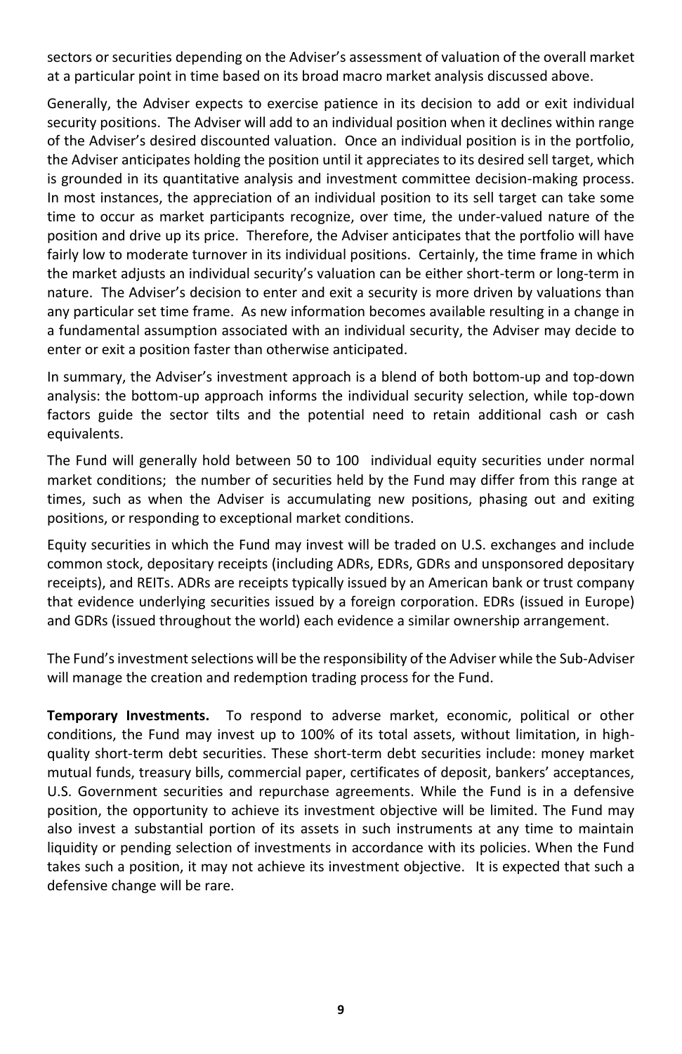sectors or securities depending on the Adviser's assessment of valuation of the overall market at a particular point in time based on its broad macro market analysis discussed above.

Generally, the Adviser expects to exercise patience in its decision to add or exit individual security positions. The Adviser will add to an individual position when it declines within range of the Adviser's desired discounted valuation. Once an individual position is in the portfolio, the Adviser anticipates holding the position until it appreciates to its desired sell target, which is grounded in its quantitative analysis and investment committee decision-making process. In most instances, the appreciation of an individual position to its sell target can take some time to occur as market participants recognize, over time, the under-valued nature of the position and drive up its price. Therefore, the Adviser anticipates that the portfolio will have fairly low to moderate turnover in its individual positions. Certainly, the time frame in which the market adjusts an individual security's valuation can be either short-term or long-term in nature. The Adviser's decision to enter and exit a security is more driven by valuations than any particular set time frame. As new information becomes available resulting in a change in a fundamental assumption associated with an individual security, the Adviser may decide to enter or exit a position faster than otherwise anticipated.

In summary, the Adviser's investment approach is a blend of both bottom-up and top-down analysis: the bottom-up approach informs the individual security selection, while top-down factors guide the sector tilts and the potential need to retain additional cash or cash equivalents.

The Fund will generally hold between 50 to 100 individual equity securities under normal market conditions; the number of securities held by the Fund may differ from this range at times, such as when the Adviser is accumulating new positions, phasing out and exiting positions, or responding to exceptional market conditions.

Equity securities in which the Fund may invest will be traded on U.S. exchanges and include common stock, depositary receipts (including ADRs, EDRs, GDRs and unsponsored depositary receipts), and REITs. ADRs are receipts typically issued by an American bank or trust company that evidence underlying securities issued by a foreign corporation. EDRs (issued in Europe) and GDRs (issued throughout the world) each evidence a similar ownership arrangement.

The Fund's investment selections will be the responsibility of the Adviser while the Sub-Adviser will manage the creation and redemption trading process for the Fund.

**Temporary Investments.** To respond to adverse market, economic, political or other conditions, the Fund may invest up to 100% of its total assets, without limitation, in high-quality short-term debt securities. These short-term debt securities include: money market mutual funds, treasury bills, commercial paper, certificates of deposit, bankers' acceptances, U.S. Government securities and repurchase agreements. While the Fund is in a defensive position, the opportunity to achieve its investment objective will be limited. The Fund may also invest a substantial portion of its assets in such instruments at any time to maintain liquidity or pending selection of investments in accordance with its policies. When the Fund takes such a position, it may not achieve its investment objective. It is expected that such a defensive change will be rare.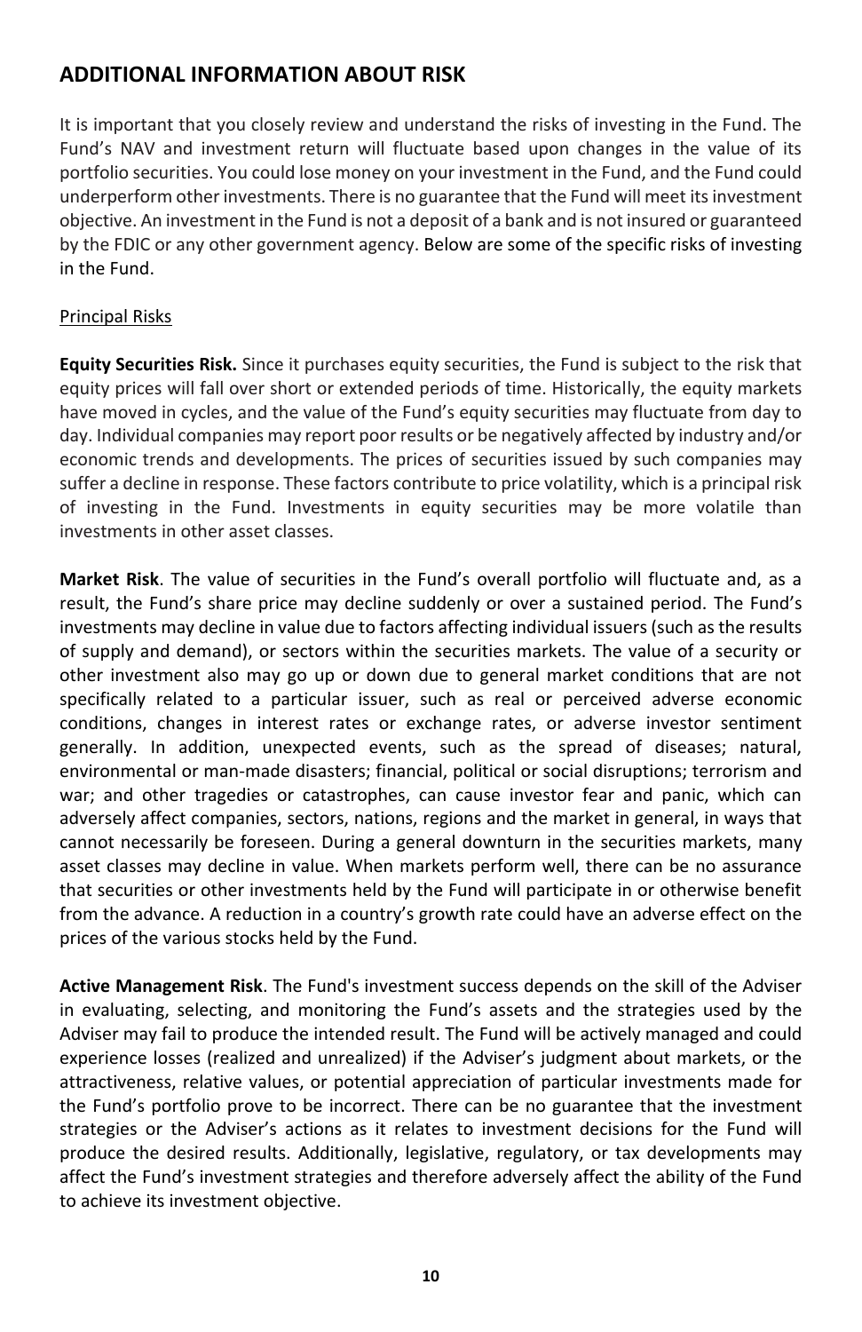## ADDITIONAL INFORMATION ABOUT RISK

It is important that you closely review and understand the risks of investing in the Fund. The Fund's NAV and investment return will fluctuate based upon changes in the value of its portfolio securities. You could lose money on your investment in the Fund, and the Fund could underperform other investments. There is no guarantee that the Fund will meet its investment objective. An investment in the Fund is not a deposit of a bank and is not insured or guaranteed by the FDIC or any other government agency. Below are some of the specific risks of investing in the Fund.

Principal Risks

**Equity Securities Risk.** Since it purchases equity securities, the Fund is subject to the risk that equity prices will fall over short or extended periods of time. Historically, the equity markets have moved in cycles, and the value of the Fund's equity securities may fluctuate from day to day. Individual companies may report poor results or be negatively affected by industry and/or economic trends and developments. The prices of securities issued by such companies may suffer a decline in response. These factors contribute to price volatility, which is a principal risk of investing in the Fund. Investments in equity securities may be more volatile than investments in other asset classes.

**Market Risk**. The value of securities in the Fund's overall portfolio will fluctuate and, as a result, the Fund's share price may decline suddenly or over a sustained period. The Fund's investments may decline in value due to factors affecting individual issuers (such as the results of supply and demand), or sectors within the securities markets. The value of a security or other investment also may go up or down due to general market conditions that are not specifically related to a particular issuer, such as real or perceived adverse economic conditions, changes in interest rates or exchange rates, or adverse investor sentiment generally. In addition, unexpected events, such as the spread of diseases; natural, environmental or man-made disasters; financial, political or social disruptions; terrorism and war; and other tragedies or catastrophes, can cause investor fear and panic, which can adversely affect companies, sectors, nations, regions and the market in general, in ways that cannot necessarily be foreseen. During a general downturn in the securities markets, many asset classes may decline in value. When markets perform well, there can be no assurance that securities or other investments held by the Fund will participate in or otherwise benefit from the advance. A reduction in a country's growth rate could have an adverse effect on the prices of the various stocks held by the Fund.

**Active Management Risk**. The Fund's investment success depends on the skill of the Adviser in evaluating, selecting, and monitoring the Fund's assets and the strategies used by the Adviser may fail to produce the intended result. The Fund will be actively managed and could experience losses (realized and unrealized) if the Adviser's judgment about markets, or the attractiveness, relative values, or potential appreciation of particular investments made for the Fund's portfolio prove to be incorrect. There can be no guarantee that the investment strategies or the Adviser's actions as it relates to investment decisions for the Fund will produce the desired results. Additionally, legislative, regulatory, or tax developments may affect the Fund's investment strategies and therefore adversely affect the ability of the Fund to achieve its investment objective.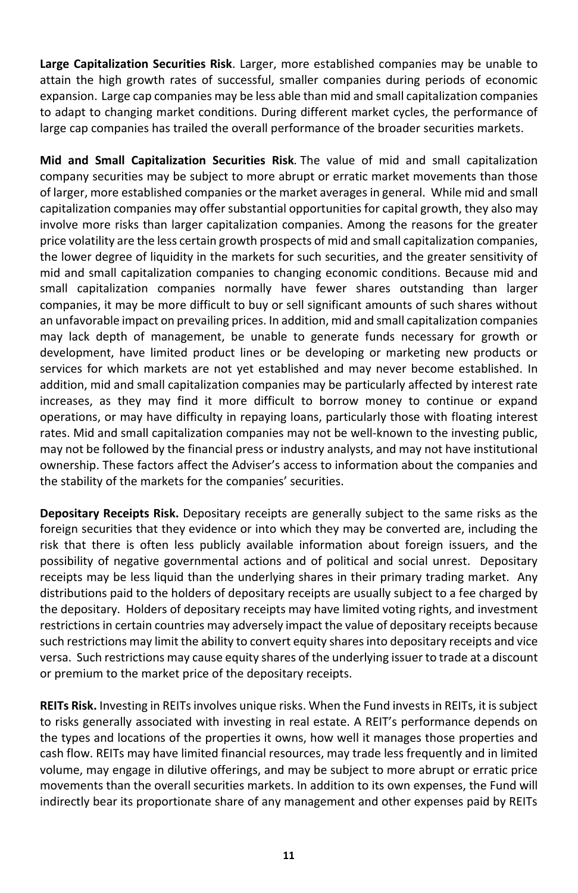**Large Capitalization Securities Risk**. Larger, more established companies may be unable to attain the high growth rates of successful, smaller companies during periods of economic expansion. Large cap companies may be less able than mid and small capitalization companies to adapt to changing market conditions. During different market cycles, the performance of large cap companies has trailed the overall performance of the broader securities markets.

**Mid and Small Capitalization Securities Risk**. The value of mid and small capitalization company securities may be subject to more abrupt or erratic market movements than those of larger, more established companies or the market averages in general. While mid and small capitalization companies may offer substantial opportunities for capital growth, they also may involve more risks than larger capitalization companies. Among the reasons for the greater price volatility are the less certain growth prospects of mid and small capitalization companies, the lower degree of liquidity in the markets for such securities, and the greater sensitivity of mid and small capitalization companies to changing economic conditions. Because mid and small capitalization companies normally have fewer shares outstanding than larger companies, it may be more difficult to buy or sell significant amounts of such shares without an unfavorable impact on prevailing prices. In addition, mid and small capitalization companies may lack depth of management, be unable to generate funds necessary for growth or development, have limited product lines or be developing or marketing new products or services for which markets are not yet established and may never become established. In addition, mid and small capitalization companies may be particularly affected by interest rate increases, as they may find it more difficult to borrow money to continue or expand operations, or may have difficulty in repaying loans, particularly those with floating interest rates. Mid and small capitalization companies may not be well-known to the investing public, may not be followed by the financial press or industry analysts, and may not have institutional ownership. These factors affect the Adviser's access to information about the companies and the stability of the markets for the companies' securities.

**Depositary Receipts Risk.** Depositary receipts are generally subject to the same risks as the foreign securities that they evidence or into which they may be converted are, including the risk that there is often less publicly available information about foreign issuers, and the possibility of negative governmental actions and of political and social unrest. Depositary receipts may be less liquid than the underlying shares in their primary trading market. Any distributions paid to the holders of depositary receipts are usually subject to a fee charged by the depositary. Holders of depositary receipts may have limited voting rights, and investment restrictions in certain countries may adversely impact the value of depositary receipts because such restrictions may limit the ability to convert equity shares into depositary receipts and vice versa. Such restrictions may cause equity shares of the underlying issuer to trade at a discount or premium to the market price of the depositary receipts.

**REITs Risk.** Investing in REITs involves unique risks. When the Fund invests in REITs, it is subject to risks generally associated with investing in real estate. A REIT's performance depends on the types and locations of the properties it owns, how well it manages those properties and cash flow. REITs may have limited financial resources, may trade less frequently and in limited volume, may engage in dilutive offerings, and may be subject to more abrupt or erratic price movements than the overall securities markets. In addition to its own expenses, the Fund will indirectly bear its proportionate share of any management and other expenses paid by REITs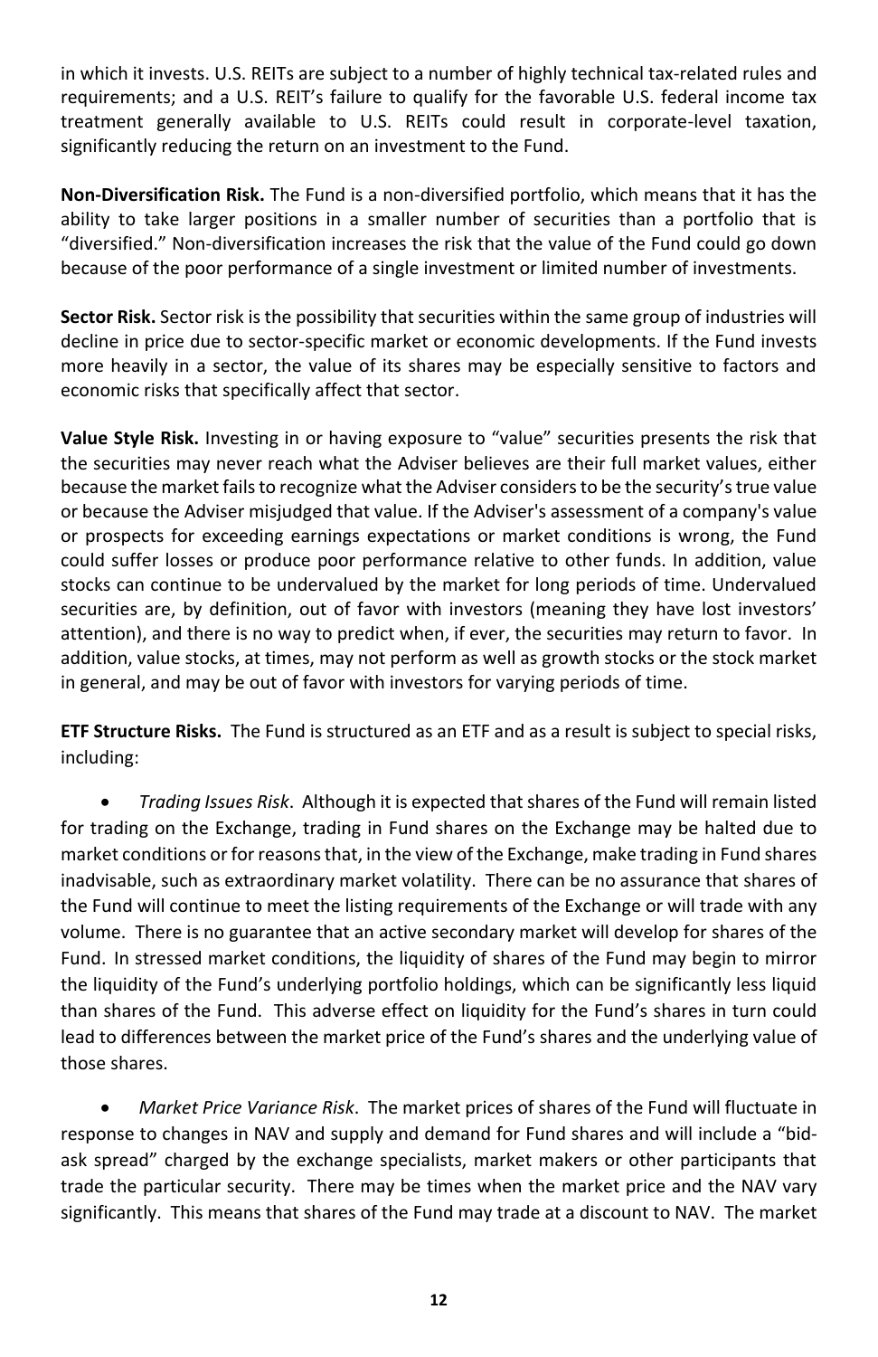in which it invests. U.S. REITs are subject to a number of highly technical tax-related rules and requirements; and a U.S. REIT's failure to qualify for the favorable U.S. federal income tax treatment generally available to U.S. REITs could result in corporate-level taxation, significantly reducing the return on an investment to the Fund.

**Non-Diversification Risk.** The Fund is a non-diversified portfolio, which means that it has the ability to take larger positions in a smaller number of securities than a portfolio that is "diversified." Non-diversification increases the risk that the value of the Fund could go down because of the poor performance of a single investment or limited number of investments.

**Sector Risk.** Sector risk is the possibility that securities within the same group of industries will decline in price due to sector-specific market or economic developments. If the Fund invests more heavily in a sector, the value of its shares may be especially sensitive to factors and economic risks that specifically affect that sector.

**Value Style Risk.** Investing in or having exposure to "value" securities presents the risk that the securities may never reach what the Adviser believes are their full market values, either because the market fails to recognize what the Adviser considers to be the security's true value or because the Adviser misjudged that value. If the Adviser's assessment of a company's value or prospects for exceeding earnings expectations or market conditions is wrong, the Fund could suffer losses or produce poor performance relative to other funds. In addition, value stocks can continue to be undervalued by the market for long periods of time. Undervalued securities are, by definition, out of favor with investors (meaning they have lost investors' attention), and there is no way to predict when, if ever, the securities may return to favor. In addition, value stocks, at times, may not perform as well as growth stocks or the stock market in general, and may be out of favor with investors for varying periods of time.

**ETF Structure Risks.** The Fund is structured as an ETF and as a result is subject to special risks, including:

- *Trading Issues Risk*. Although it is expected that shares of the Fund will remain listed for trading on the Exchange, trading in Fund shares on the Exchange may be halted due to market conditions or for reasons that, in the view of the Exchange, make trading in Fund shares inadvisable, such as extraordinary market volatility. There can be no assurance that shares of the Fund will continue to meet the listing requirements of the Exchange or will trade with any volume. There is no guarantee that an active secondary market will develop for shares of the Fund. In stressed market conditions, the liquidity of shares of the Fund may begin to mirror the liquidity of the Fund's underlying portfolio holdings, which can be significantly less liquid than shares of the Fund. This adverse effect on liquidity for the Fund's shares in turn could lead to differences between the market price of the Fund's shares and the underlying value of those shares.

- *Market Price Variance Risk*. The market prices of shares of the Fund will fluctuate in response to changes in NAV and supply and demand for Fund shares and will include a "bid-ask spread" charged by the exchange specialists, market makers or other participants that trade the particular security. There may be times when the market price and the NAV vary significantly. This means that shares of the Fund may trade at a discount to NAV. The market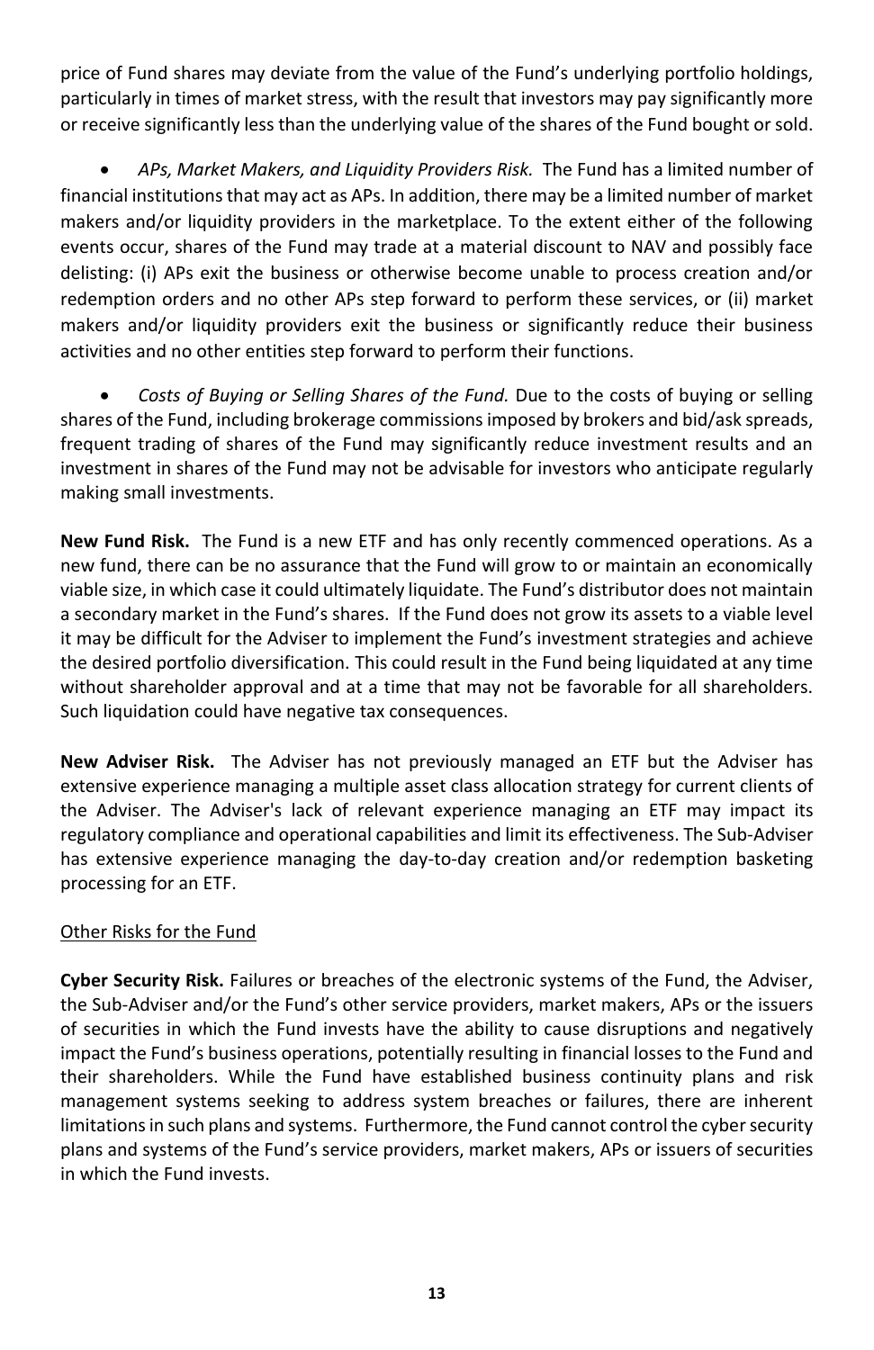price of Fund shares may deviate from the value of the Fund's underlying portfolio holdings, particularly in times of market stress, with the result that investors may pay significantly more or receive significantly less than the underlying value of the shares of the Fund bought or sold.

- *APs, Market Makers, and Liquidity Providers Risk.* The Fund has a limited number of financial institutions that may act as APs. In addition, there may be a limited number of market makers and/or liquidity providers in the marketplace. To the extent either of the following events occur, shares of the Fund may trade at a material discount to NAV and possibly face delisting: (i) APs exit the business or otherwise become unable to process creation and/or redemption orders and no other APs step forward to perform these services, or (ii) market makers and/or liquidity providers exit the business or significantly reduce their business activities and no other entities step forward to perform their functions.

- *Costs of Buying or Selling Shares of the Fund.* Due to the costs of buying or selling shares of the Fund, including brokerage commissions imposed by brokers and bid/ask spreads, frequent trading of shares of the Fund may significantly reduce investment results and an investment in shares of the Fund may not be advisable for investors who anticipate regularly making small investments.

**New Fund Risk.** The Fund is a new ETF and has only recently commenced operations. As a new fund, there can be no assurance that the Fund will grow to or maintain an economically viable size, in which case it could ultimately liquidate. The Fund's distributor does not maintain a secondary market in the Fund's shares. If the Fund does not grow its assets to a viable level it may be difficult for the Adviser to implement the Fund's investment strategies and achieve the desired portfolio diversification. This could result in the Fund being liquidated at any time without shareholder approval and at a time that may not be favorable for all shareholders. Such liquidation could have negative tax consequences.

**New Adviser Risk.** The Adviser has not previously managed an ETF but the Adviser has extensive experience managing a multiple asset class allocation strategy for current clients of the Adviser. The Adviser's lack of relevant experience managing an ETF may impact its regulatory compliance and operational capabilities and limit its effectiveness. The Sub-Adviser has extensive experience managing the day-to-day creation and/or redemption basketing processing for an ETF.

<u>Other Risks for the Fund</u>

**Cyber Security Risk.** Failures or breaches of the electronic systems of the Fund, the Adviser, the Sub-Adviser and/or the Fund's other service providers, market makers, APs or the issuers of securities in which the Fund invests have the ability to cause disruptions and negatively impact the Fund's business operations, potentially resulting in financial losses to the Fund and their shareholders. While the Fund have established business continuity plans and risk management systems seeking to address system breaches or failures, there are inherent limitations in such plans and systems. Furthermore, the Fund cannot control the cyber security plans and systems of the Fund's service providers, market makers, APs or issuers of securities in which the Fund invests.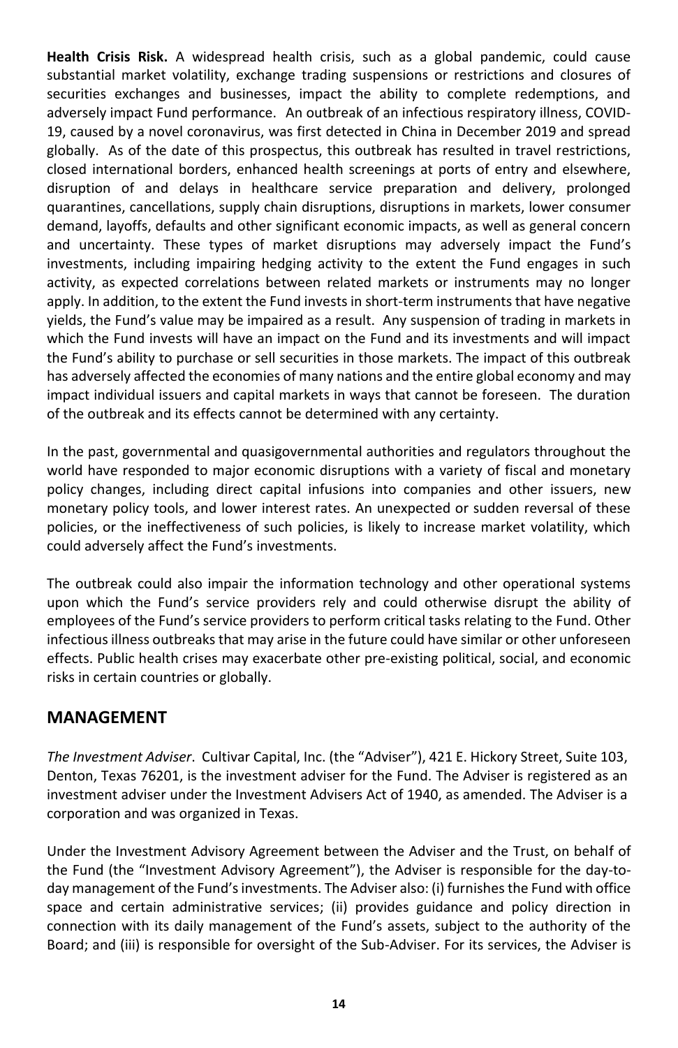**Health Crisis Risk.** A widespread health crisis, such as a global pandemic, could cause substantial market volatility, exchange trading suspensions or restrictions and closures of securities exchanges and businesses, impact the ability to complete redemptions, and adversely impact Fund performance. An outbreak of an infectious respiratory illness, COVID-19, caused by a novel coronavirus, was first detected in China in December 2019 and spread globally. As of the date of this prospectus, this outbreak has resulted in travel restrictions, closed international borders, enhanced health screenings at ports of entry and elsewhere, disruption of and delays in healthcare service preparation and delivery, prolonged quarantines, cancellations, supply chain disruptions, disruptions in markets, lower consumer demand, layoffs, defaults and other significant economic impacts, as well as general concern and uncertainty. These types of market disruptions may adversely impact the Fund's investments, including impairing hedging activity to the extent the Fund engages in such activity, as expected correlations between related markets or instruments may no longer apply. In addition, to the extent the Fund invests in short-term instruments that have negative yields, the Fund's value may be impaired as a result. Any suspension of trading in markets in which the Fund invests will have an impact on the Fund and its investments and will impact the Fund's ability to purchase or sell securities in those markets. The impact of this outbreak has adversely affected the economies of many nations and the entire global economy and may impact individual issuers and capital markets in ways that cannot be foreseen. The duration of the outbreak and its effects cannot be determined with any certainty.

In the past, governmental and quasigovernmental authorities and regulators throughout the world have responded to major economic disruptions with a variety of fiscal and monetary policy changes, including direct capital infusions into companies and other issuers, new monetary policy tools, and lower interest rates. An unexpected or sudden reversal of these policies, or the ineffectiveness of such policies, is likely to increase market volatility, which could adversely affect the Fund's investments.

The outbreak could also impair the information technology and other operational systems upon which the Fund's service providers rely and could otherwise disrupt the ability of employees of the Fund's service providers to perform critical tasks relating to the Fund. Other infectious illness outbreaks that may arise in the future could have similar or other unforeseen effects. Public health crises may exacerbate other pre-existing political, social, and economic risks in certain countries or globally.

## MANAGEMENT

*The Investment Adviser*. Cultivar Capital, Inc. (the "Adviser"), 421 E. Hickory Street, Suite 103, Denton, Texas 76201, is the investment adviser for the Fund. The Adviser is registered as an investment adviser under the Investment Advisers Act of 1940, as amended. The Adviser is a corporation and was organized in Texas.

Under the Investment Advisory Agreement between the Adviser and the Trust, on behalf of the Fund (the "Investment Advisory Agreement"), the Adviser is responsible for the day-to-day management of the Fund's investments. The Adviser also: (i) furnishes the Fund with office space and certain administrative services; (ii) provides guidance and policy direction in connection with its daily management of the Fund's assets, subject to the authority of the Board; and (iii) is responsible for oversight of the Sub-Adviser. For its services, the Adviser is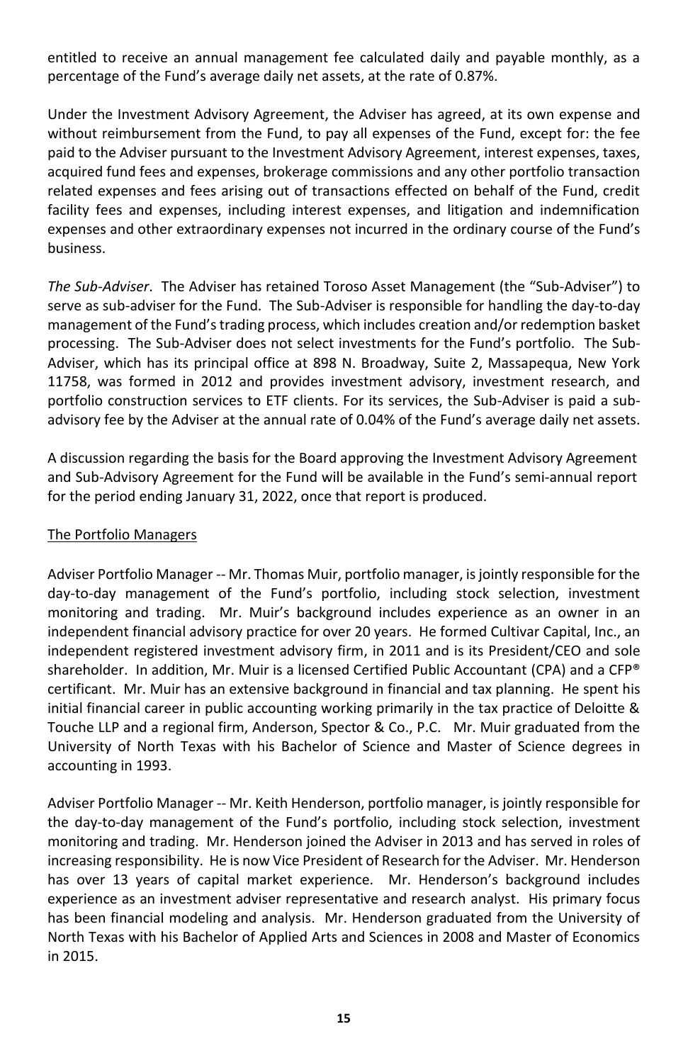entitled to receive an annual management fee calculated daily and payable monthly, as a percentage of the Fund's average daily net assets, at the rate of 0.87%.

Under the Investment Advisory Agreement, the Adviser has agreed, at its own expense and without reimbursement from the Fund, to pay all expenses of the Fund, except for: the fee paid to the Adviser pursuant to the Investment Advisory Agreement, interest expenses, taxes, acquired fund fees and expenses, brokerage commissions and any other portfolio transaction related expenses and fees arising out of transactions effected on behalf of the Fund, credit facility fees and expenses, including interest expenses, and litigation and indemnification expenses and other extraordinary expenses not incurred in the ordinary course of the Fund's business.

*The Sub-Adviser*. The Adviser has retained Toroso Asset Management (the "Sub-Adviser") to serve as sub-adviser for the Fund. The Sub-Adviser is responsible for handling the day-to-day management of the Fund's trading process, which includes creation and/or redemption basket processing. The Sub-Adviser does not select investments for the Fund's portfolio. The Sub-Adviser, which has its principal office at 898 N. Broadway, Suite 2, Massapequa, New York 11758, was formed in 2012 and provides investment advisory, investment research, and portfolio construction services to ETF clients. For its services, the Sub-Adviser is paid a sub-advisory fee by the Adviser at the annual rate of 0.04% of the Fund's average daily net assets.

A discussion regarding the basis for the Board approving the Investment Advisory Agreement and Sub-Advisory Agreement for the Fund will be available in the Fund's semi-annual report for the period ending January 31, 2022, once that report is produced.

The Portfolio Managers

Adviser Portfolio Manager -- Mr. Thomas Muir, portfolio manager, is jointly responsible for the day-to-day management of the Fund's portfolio, including stock selection, investment monitoring and trading. Mr. Muir's background includes experience as an owner in an independent financial advisory practice for over 20 years. He formed Cultivar Capital, Inc., an independent registered investment advisory firm, in 2011 and is its President/CEO and sole shareholder. In addition, Mr. Muir is a licensed Certified Public Accountant (CPA) and a CFP® certificant. Mr. Muir has an extensive background in financial and tax planning. He spent his initial financial career in public accounting working primarily in the tax practice of Deloitte & Touche LLP and a regional firm, Anderson, Spector & Co., P.C. Mr. Muir graduated from the University of North Texas with his Bachelor of Science and Master of Science degrees in accounting in 1993.

Adviser Portfolio Manager -- Mr. Keith Henderson, portfolio manager, is jointly responsible for the day-to-day management of the Fund's portfolio, including stock selection, investment monitoring and trading. Mr. Henderson joined the Adviser in 2013 and has served in roles of increasing responsibility. He is now Vice President of Research for the Adviser. Mr. Henderson has over 13 years of capital market experience. Mr. Henderson's background includes experience as an investment adviser representative and research analyst. His primary focus has been financial modeling and analysis. Mr. Henderson graduated from the University of North Texas with his Bachelor of Applied Arts and Sciences in 2008 and Master of Economics in 2015.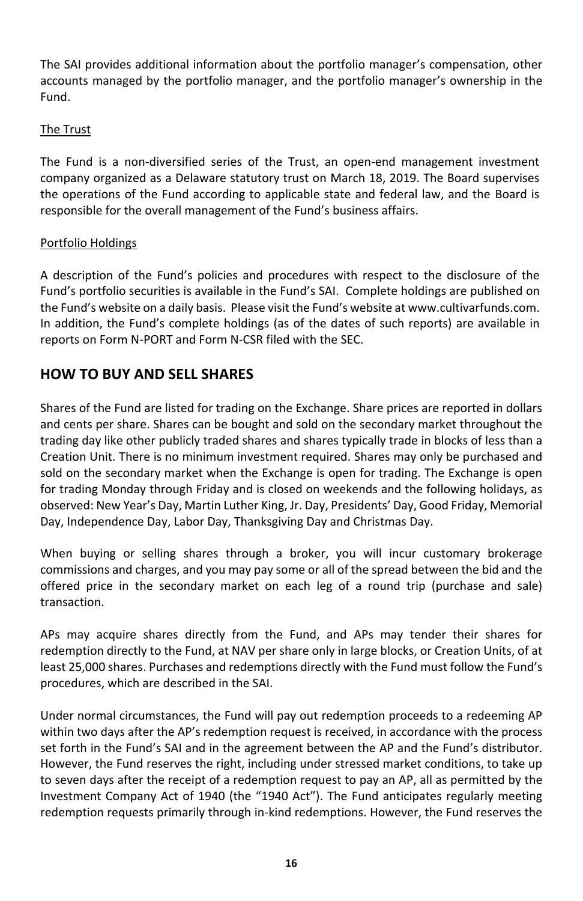The SAI provides additional information about the portfolio manager's compensation, other accounts managed by the portfolio manager, and the portfolio manager's ownership in the Fund.

<u>The Trust</u>

The Fund is a non-diversified series of the Trust, an open-end management investment company organized as a Delaware statutory trust on March 18, 2019. The Board supervises the operations of the Fund according to applicable state and federal law, and the Board is responsible for the overall management of the Fund's business affairs.

<u>Portfolio Holdings</u>

A description of the Fund's policies and procedures with respect to the disclosure of the Fund's portfolio securities is available in the Fund's SAI. Complete holdings are published on the Fund's website on a daily basis. Please visit the Fund's website at www.cultivarfunds.com. In addition, the Fund's complete holdings (as of the dates of such reports) are available in reports on Form N-PORT and Form N-CSR filed with the SEC.

## HOW TO BUY AND SELL SHARES

Shares of the Fund are listed for trading on the Exchange. Share prices are reported in dollars and cents per share. Shares can be bought and sold on the secondary market throughout the trading day like other publicly traded shares and shares typically trade in blocks of less than a Creation Unit. There is no minimum investment required. Shares may only be purchased and sold on the secondary market when the Exchange is open for trading. The Exchange is open for trading Monday through Friday and is closed on weekends and the following holidays, as observed: New Year's Day, Martin Luther King, Jr. Day, Presidents' Day, Good Friday, Memorial Day, Independence Day, Labor Day, Thanksgiving Day and Christmas Day.

When buying or selling shares through a broker, you will incur customary brokerage commissions and charges, and you may pay some or all of the spread between the bid and the offered price in the secondary market on each leg of a round trip (purchase and sale) transaction.

APs may acquire shares directly from the Fund, and APs may tender their shares for redemption directly to the Fund, at NAV per share only in large blocks, or Creation Units, of at least 25,000 shares. Purchases and redemptions directly with the Fund must follow the Fund's procedures, which are described in the SAI.

Under normal circumstances, the Fund will pay out redemption proceeds to a redeeming AP within two days after the AP's redemption request is received, in accordance with the process set forth in the Fund's SAI and in the agreement between the AP and the Fund's distributor. However, the Fund reserves the right, including under stressed market conditions, to take up to seven days after the receipt of a redemption request to pay an AP, all as permitted by the Investment Company Act of 1940 (the "1940 Act"). The Fund anticipates regularly meeting redemption requests primarily through in-kind redemptions. However, the Fund reserves the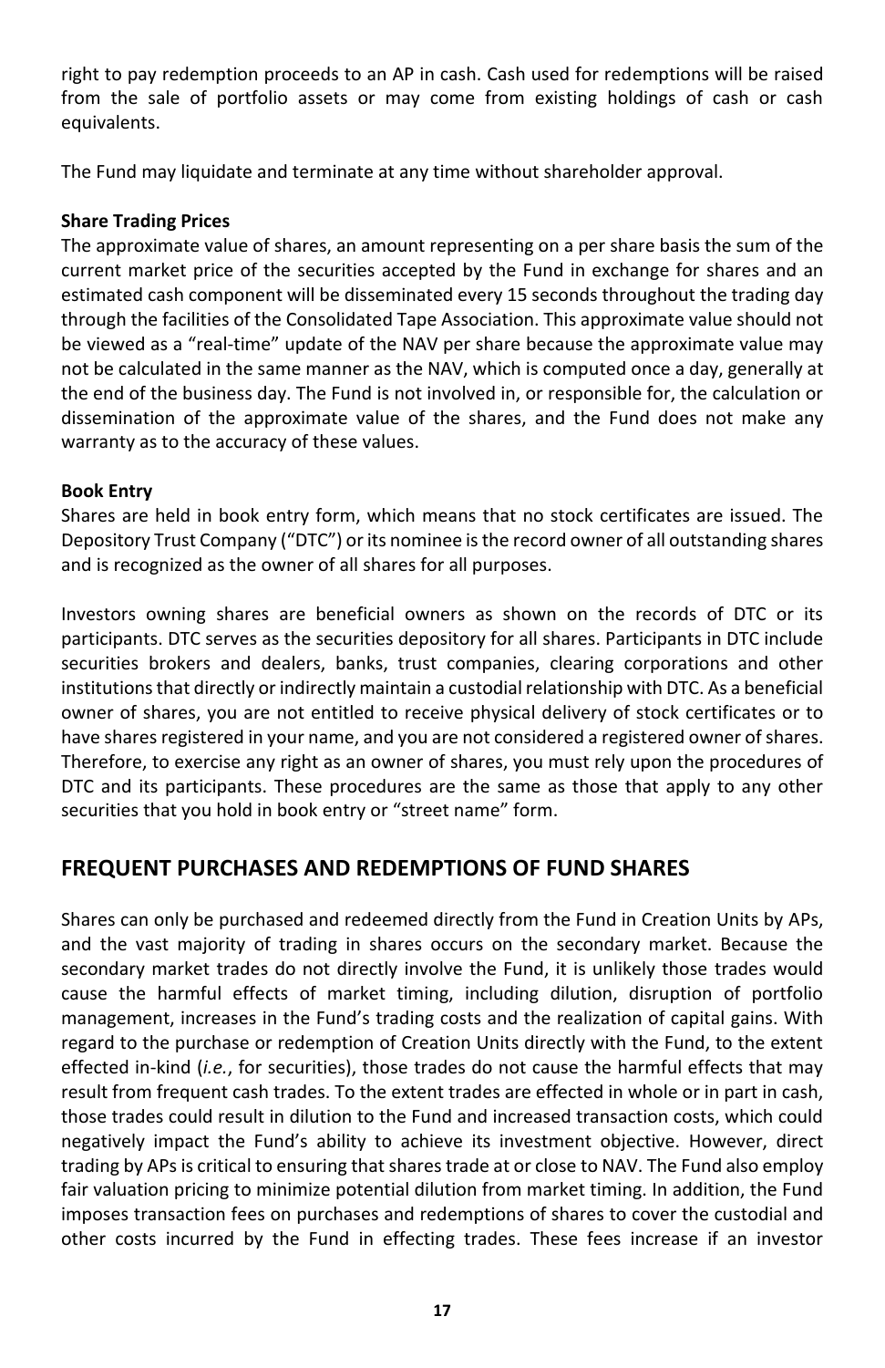right to pay redemption proceeds to an AP in cash. Cash used for redemptions will be raised from the sale of portfolio assets or may come from existing holdings of cash or cash equivalents.

The Fund may liquidate and terminate at any time without shareholder approval.

**Share Trading Prices**

The approximate value of shares, an amount representing on a per share basis the sum of the current market price of the securities accepted by the Fund in exchange for shares and an estimated cash component will be disseminated every 15 seconds throughout the trading day through the facilities of the Consolidated Tape Association. This approximate value should not be viewed as a "real-time" update of the NAV per share because the approximate value may not be calculated in the same manner as the NAV, which is computed once a day, generally at the end of the business day. The Fund is not involved in, or responsible for, the calculation or dissemination of the approximate value of the shares, and the Fund does not make any warranty as to the accuracy of these values.

**Book Entry**

Shares are held in book entry form, which means that no stock certificates are issued. The Depository Trust Company ("DTC") or its nominee is the record owner of all outstanding shares and is recognized as the owner of all shares for all purposes.

Investors owning shares are beneficial owners as shown on the records of DTC or its participants. DTC serves as the securities depository for all shares. Participants in DTC include securities brokers and dealers, banks, trust companies, clearing corporations and other institutions that directly or indirectly maintain a custodial relationship with DTC. As a beneficial owner of shares, you are not entitled to receive physical delivery of stock certificates or to have shares registered in your name, and you are not considered a registered owner of shares. Therefore, to exercise any right as an owner of shares, you must rely upon the procedures of DTC and its participants. These procedures are the same as those that apply to any other securities that you hold in book entry or "street name" form.

## FREQUENT PURCHASES AND REDEMPTIONS OF FUND SHARES

Shares can only be purchased and redeemed directly from the Fund in Creation Units by APs, and the vast majority of trading in shares occurs on the secondary market. Because the secondary market trades do not directly involve the Fund, it is unlikely those trades would cause the harmful effects of market timing, including dilution, disruption of portfolio management, increases in the Fund's trading costs and the realization of capital gains. With regard to the purchase or redemption of Creation Units directly with the Fund, to the extent effected in-kind (*i.e.*, for securities), those trades do not cause the harmful effects that may result from frequent cash trades. To the extent trades are effected in whole or in part in cash, those trades could result in dilution to the Fund and increased transaction costs, which could negatively impact the Fund's ability to achieve its investment objective. However, direct trading by APs is critical to ensuring that shares trade at or close to NAV. The Fund also employ fair valuation pricing to minimize potential dilution from market timing. In addition, the Fund imposes transaction fees on purchases and redemptions of shares to cover the custodial and other costs incurred by the Fund in effecting trades. These fees increase if an investor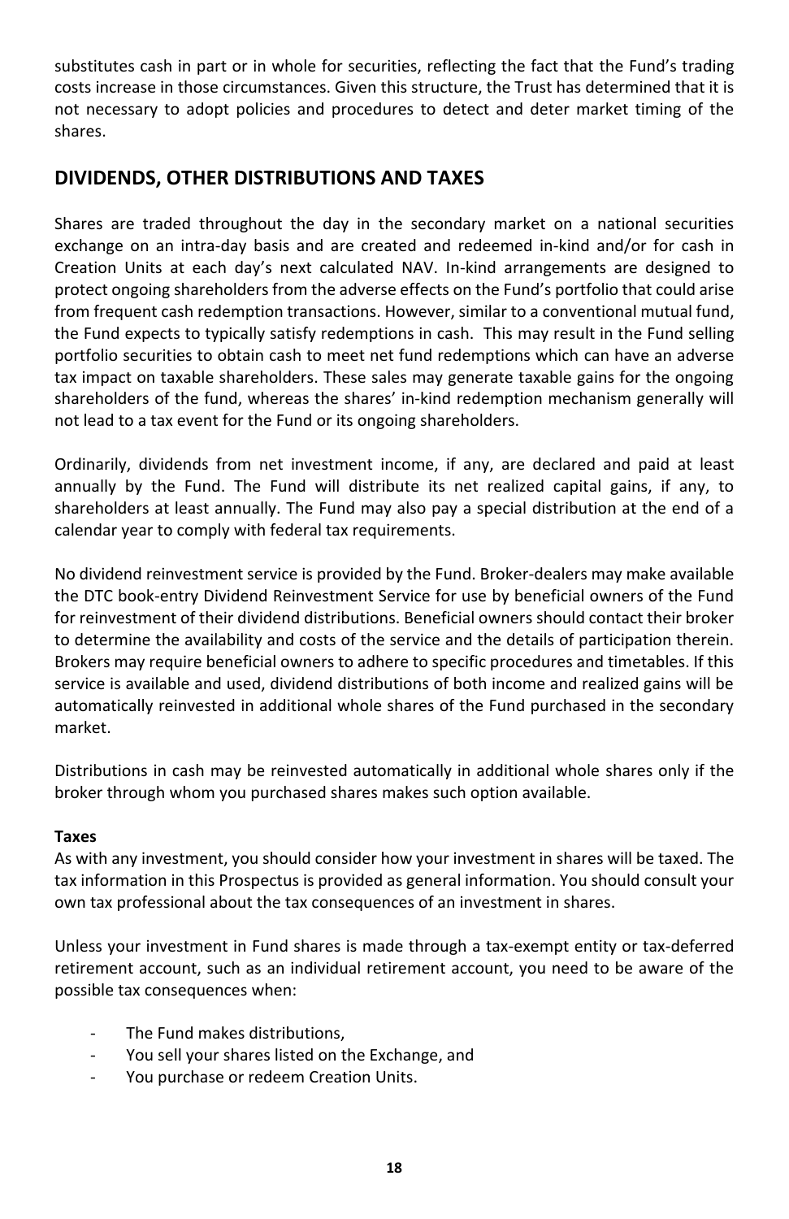substitutes cash in part or in whole for securities, reflecting the fact that the Fund's trading costs increase in those circumstances. Given this structure, the Trust has determined that it is not necessary to adopt policies and procedures to detect and deter market timing of the shares.

## DIVIDENDS, OTHER DISTRIBUTIONS AND TAXES

Shares are traded throughout the day in the secondary market on a national securities exchange on an intra-day basis and are created and redeemed in-kind and/or for cash in Creation Units at each day's next calculated NAV. In-kind arrangements are designed to protect ongoing shareholders from the adverse effects on the Fund's portfolio that could arise from frequent cash redemption transactions. However, similar to a conventional mutual fund, the Fund expects to typically satisfy redemptions in cash. This may result in the Fund selling portfolio securities to obtain cash to meet net fund redemptions which can have an adverse tax impact on taxable shareholders. These sales may generate taxable gains for the ongoing shareholders of the fund, whereas the shares' in-kind redemption mechanism generally will not lead to a tax event for the Fund or its ongoing shareholders.

Ordinarily, dividends from net investment income, if any, are declared and paid at least annually by the Fund. The Fund will distribute its net realized capital gains, if any, to shareholders at least annually. The Fund may also pay a special distribution at the end of a calendar year to comply with federal tax requirements.

No dividend reinvestment service is provided by the Fund. Broker-dealers may make available the DTC book-entry Dividend Reinvestment Service for use by beneficial owners of the Fund for reinvestment of their dividend distributions. Beneficial owners should contact their broker to determine the availability and costs of the service and the details of participation therein. Brokers may require beneficial owners to adhere to specific procedures and timetables. If this service is available and used, dividend distributions of both income and realized gains will be automatically reinvested in additional whole shares of the Fund purchased in the secondary market.

Distributions in cash may be reinvested automatically in additional whole shares only if the broker through whom you purchased shares makes such option available.

**Taxes**

As with any investment, you should consider how your investment in shares will be taxed. The tax information in this Prospectus is provided as general information. You should consult your own tax professional about the tax consequences of an investment in shares.

Unless your investment in Fund shares is made through a tax-exempt entity or tax-deferred retirement account, such as an individual retirement account, you need to be aware of the possible tax consequences when:

- The Fund makes distributions,
- You sell your shares listed on the Exchange, and
- You purchase or redeem Creation Units.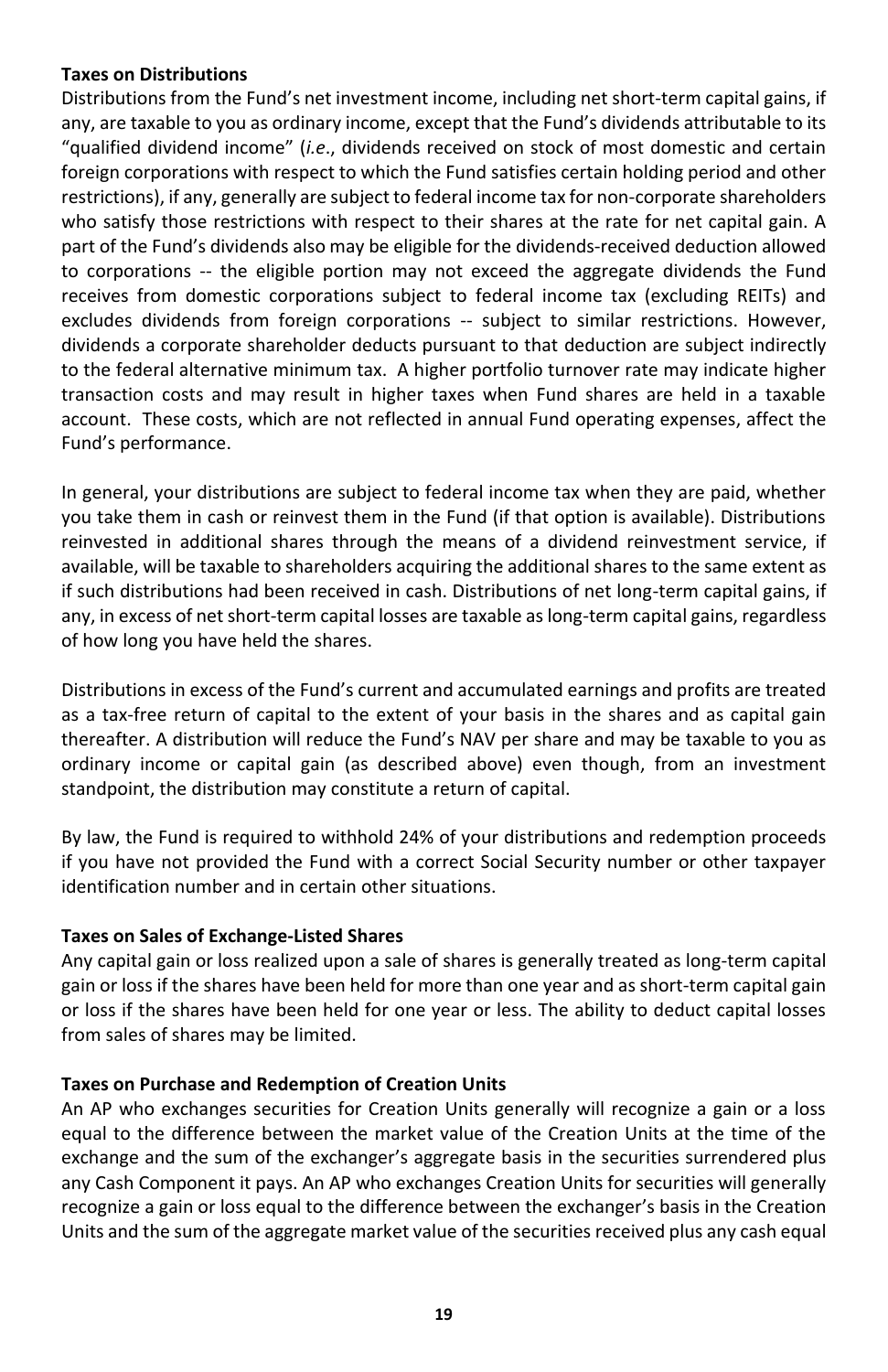**Taxes on Distributions**

Distributions from the Fund's net investment income, including net short-term capital gains, if any, are taxable to you as ordinary income, except that the Fund's dividends attributable to its "qualified dividend income" (*i.e*., dividends received on stock of most domestic and certain foreign corporations with respect to which the Fund satisfies certain holding period and other restrictions), if any, generally are subject to federal income tax for non-corporate shareholders who satisfy those restrictions with respect to their shares at the rate for net capital gain. A part of the Fund's dividends also may be eligible for the dividends-received deduction allowed to corporations -- the eligible portion may not exceed the aggregate dividends the Fund receives from domestic corporations subject to federal income tax (excluding REITs) and excludes dividends from foreign corporations -- subject to similar restrictions. However, dividends a corporate shareholder deducts pursuant to that deduction are subject indirectly to the federal alternative minimum tax. A higher portfolio turnover rate may indicate higher transaction costs and may result in higher taxes when Fund shares are held in a taxable account. These costs, which are not reflected in annual Fund operating expenses, affect the Fund's performance.

In general, your distributions are subject to federal income tax when they are paid, whether you take them in cash or reinvest them in the Fund (if that option is available). Distributions reinvested in additional shares through the means of a dividend reinvestment service, if available, will be taxable to shareholders acquiring the additional shares to the same extent as if such distributions had been received in cash. Distributions of net long-term capital gains, if any, in excess of net short-term capital losses are taxable as long-term capital gains, regardless of how long you have held the shares.

Distributions in excess of the Fund's current and accumulated earnings and profits are treated as a tax-free return of capital to the extent of your basis in the shares and as capital gain thereafter. A distribution will reduce the Fund's NAV per share and may be taxable to you as ordinary income or capital gain (as described above) even though, from an investment standpoint, the distribution may constitute a return of capital.

By law, the Fund is required to withhold 24% of your distributions and redemption proceeds if you have not provided the Fund with a correct Social Security number or other taxpayer identification number and in certain other situations.

**Taxes on Sales of Exchange-Listed Shares**

Any capital gain or loss realized upon a sale of shares is generally treated as long-term capital gain or loss if the shares have been held for more than one year and as short-term capital gain or loss if the shares have been held for one year or less. The ability to deduct capital losses from sales of shares may be limited.

**Taxes on Purchase and Redemption of Creation Units**

An AP who exchanges securities for Creation Units generally will recognize a gain or a loss equal to the difference between the market value of the Creation Units at the time of the exchange and the sum of the exchanger's aggregate basis in the securities surrendered plus any Cash Component it pays. An AP who exchanges Creation Units for securities will generally recognize a gain or loss equal to the difference between the exchanger's basis in the Creation Units and the sum of the aggregate market value of the securities received plus any cash equal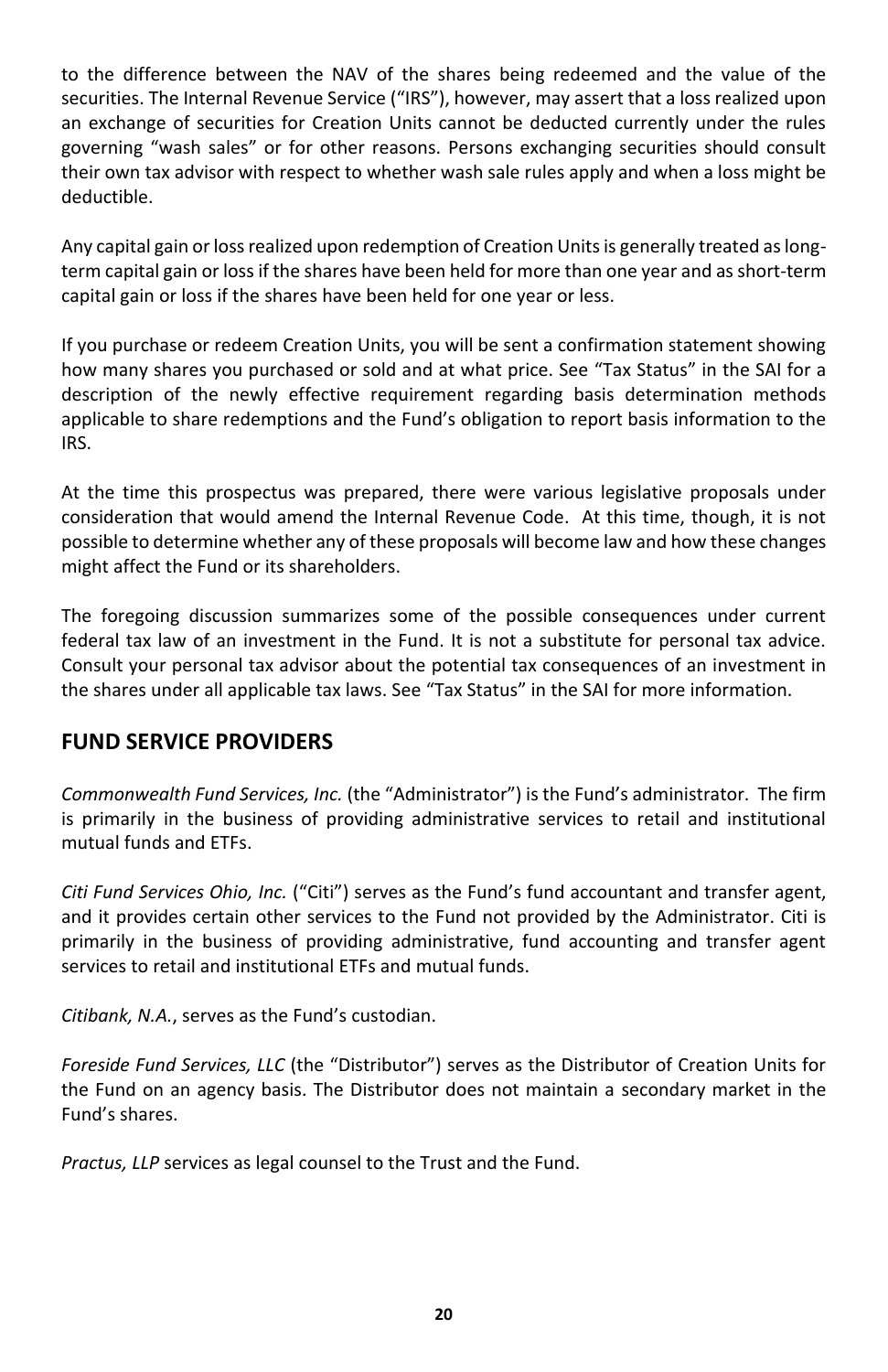to the difference between the NAV of the shares being redeemed and the value of the securities. The Internal Revenue Service ("IRS"), however, may assert that a loss realized upon an exchange of securities for Creation Units cannot be deducted currently under the rules governing "wash sales" or for other reasons. Persons exchanging securities should consult their own tax advisor with respect to whether wash sale rules apply and when a loss might be deductible.

Any capital gain or loss realized upon redemption of Creation Units is generally treated as long-term capital gain or loss if the shares have been held for more than one year and as short-term capital gain or loss if the shares have been held for one year or less.

If you purchase or redeem Creation Units, you will be sent a confirmation statement showing how many shares you purchased or sold and at what price. See "Tax Status" in the SAI for a description of the newly effective requirement regarding basis determination methods applicable to share redemptions and the Fund's obligation to report basis information to the IRS.

At the time this prospectus was prepared, there were various legislative proposals under consideration that would amend the Internal Revenue Code. At this time, though, it is not possible to determine whether any of these proposals will become law and how these changes might affect the Fund or its shareholders.

The foregoing discussion summarizes some of the possible consequences under current federal tax law of an investment in the Fund. It is not a substitute for personal tax advice. Consult your personal tax advisor about the potential tax consequences of an investment in the shares under all applicable tax laws. See "Tax Status" in the SAI for more information.

## FUND SERVICE PROVIDERS

*Commonwealth Fund Services, Inc.* (the "Administrator") is the Fund's administrator. The firm is primarily in the business of providing administrative services to retail and institutional mutual funds and ETFs.

*Citi Fund Services Ohio, Inc.* ("Citi") serves as the Fund's fund accountant and transfer agent, and it provides certain other services to the Fund not provided by the Administrator. Citi is primarily in the business of providing administrative, fund accounting and transfer agent services to retail and institutional ETFs and mutual funds.

*Citibank, N.A.*, serves as the Fund's custodian.

*Foreside Fund Services, LLC* (the "Distributor") serves as the Distributor of Creation Units for the Fund on an agency basis. The Distributor does not maintain a secondary market in the Fund's shares.

*Practus, LLP* services as legal counsel to the Trust and the Fund.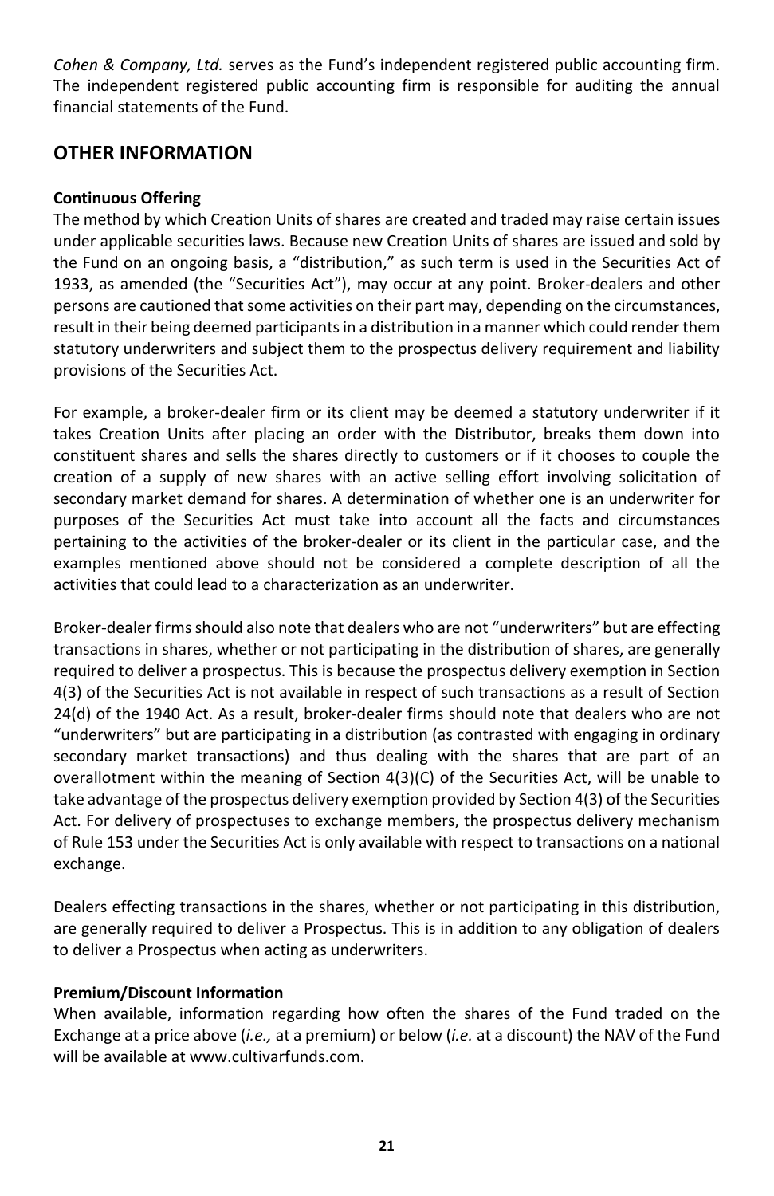*Cohen & Company, Ltd.* serves as the Fund's independent registered public accounting firm. The independent registered public accounting firm is responsible for auditing the annual financial statements of the Fund.

## OTHER INFORMATION

**Continuous Offering**

The method by which Creation Units of shares are created and traded may raise certain issues under applicable securities laws. Because new Creation Units of shares are issued and sold by the Fund on an ongoing basis, a "distribution," as such term is used in the Securities Act of 1933, as amended (the "Securities Act"), may occur at any point. Broker-dealers and other persons are cautioned that some activities on their part may, depending on the circumstances, result in their being deemed participants in a distribution in a manner which could render them statutory underwriters and subject them to the prospectus delivery requirement and liability provisions of the Securities Act.

For example, a broker-dealer firm or its client may be deemed a statutory underwriter if it takes Creation Units after placing an order with the Distributor, breaks them down into constituent shares and sells the shares directly to customers or if it chooses to couple the creation of a supply of new shares with an active selling effort involving solicitation of secondary market demand for shares. A determination of whether one is an underwriter for purposes of the Securities Act must take into account all the facts and circumstances pertaining to the activities of the broker-dealer or its client in the particular case, and the examples mentioned above should not be considered a complete description of all the activities that could lead to a characterization as an underwriter.

Broker-dealer firms should also note that dealers who are not "underwriters" but are effecting transactions in shares, whether or not participating in the distribution of shares, are generally required to deliver a prospectus. This is because the prospectus delivery exemption in Section 4(3) of the Securities Act is not available in respect of such transactions as a result of Section 24(d) of the 1940 Act. As a result, broker-dealer firms should note that dealers who are not "underwriters" but are participating in a distribution (as contrasted with engaging in ordinary secondary market transactions) and thus dealing with the shares that are part of an overallotment within the meaning of Section 4(3)(C) of the Securities Act, will be unable to take advantage of the prospectus delivery exemption provided by Section 4(3) of the Securities Act. For delivery of prospectuses to exchange members, the prospectus delivery mechanism of Rule 153 under the Securities Act is only available with respect to transactions on a national exchange.

Dealers effecting transactions in the shares, whether or not participating in this distribution, are generally required to deliver a Prospectus. This is in addition to any obligation of dealers to deliver a Prospectus when acting as underwriters.

**Premium/Discount Information**

When available, information regarding how often the shares of the Fund traded on the Exchange at a price above (*i.e.,* at a premium) or below (*i.e.* at a discount) the NAV of the Fund will be available at www.cultivarfunds.com.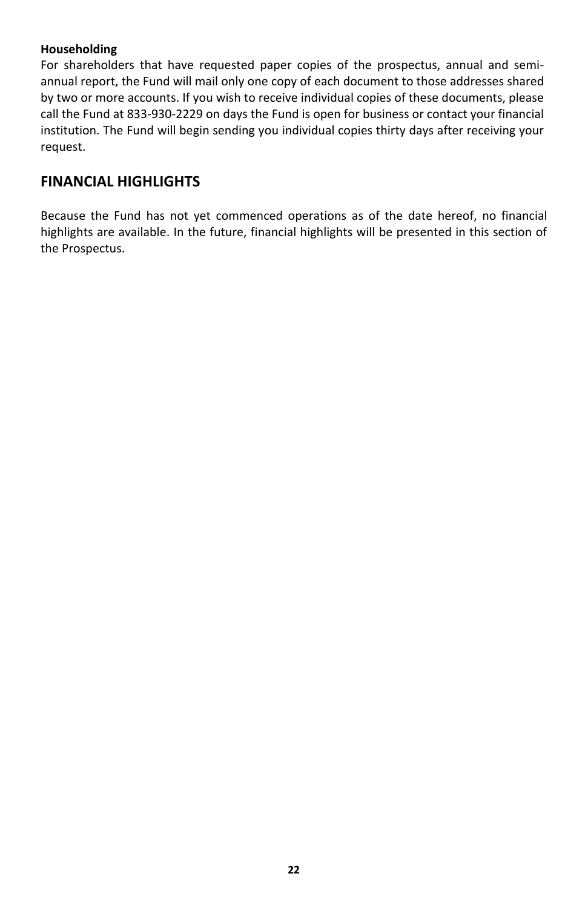**Householding**

For shareholders that have requested paper copies of the prospectus, annual and semi-annual report, the Fund will mail only one copy of each document to those addresses shared by two or more accounts. If you wish to receive individual copies of these documents, please call the Fund at 833-930-2229 on days the Fund is open for business or contact your financial institution. The Fund will begin sending you individual copies thirty days after receiving your request.

## FINANCIAL HIGHLIGHTS

Because the Fund has not yet commenced operations as of the date hereof, no financial highlights are available. In the future, financial highlights will be presented in this section of the Prospectus.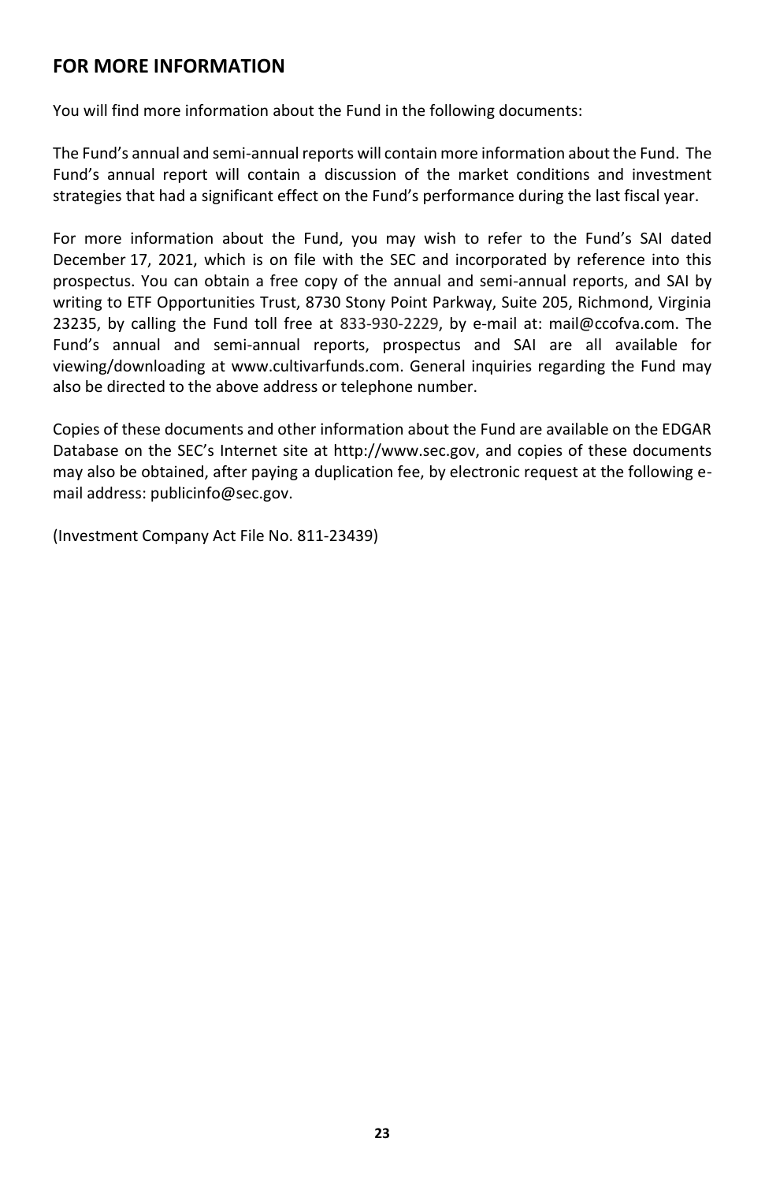## FOR MORE INFORMATION

You will find more information about the Fund in the following documents:

The Fund's annual and semi-annual reports will contain more information about the Fund. The Fund's annual report will contain a discussion of the market conditions and investment strategies that had a significant effect on the Fund's performance during the last fiscal year.

For more information about the Fund, you may wish to refer to the Fund's SAI dated December 17, 2021, which is on file with the SEC and incorporated by reference into this prospectus. You can obtain a free copy of the annual and semi-annual reports, and SAI by writing to ETF Opportunities Trust, 8730 Stony Point Parkway, Suite 205, Richmond, Virginia 23235, by calling the Fund toll free at 833-930-2229, by e-mail at: mail@ccofva.com. The Fund's annual and semi-annual reports, prospectus and SAI are all available for viewing/downloading at www.cultivarfunds.com. General inquiries regarding the Fund may also be directed to the above address or telephone number.

Copies of these documents and other information about the Fund are available on the EDGAR Database on the SEC's Internet site at http://www.sec.gov, and copies of these documents may also be obtained, after paying a duplication fee, by electronic request at the following e-mail address: publicinfo@sec.gov.

(Investment Company Act File No. 811-23439)